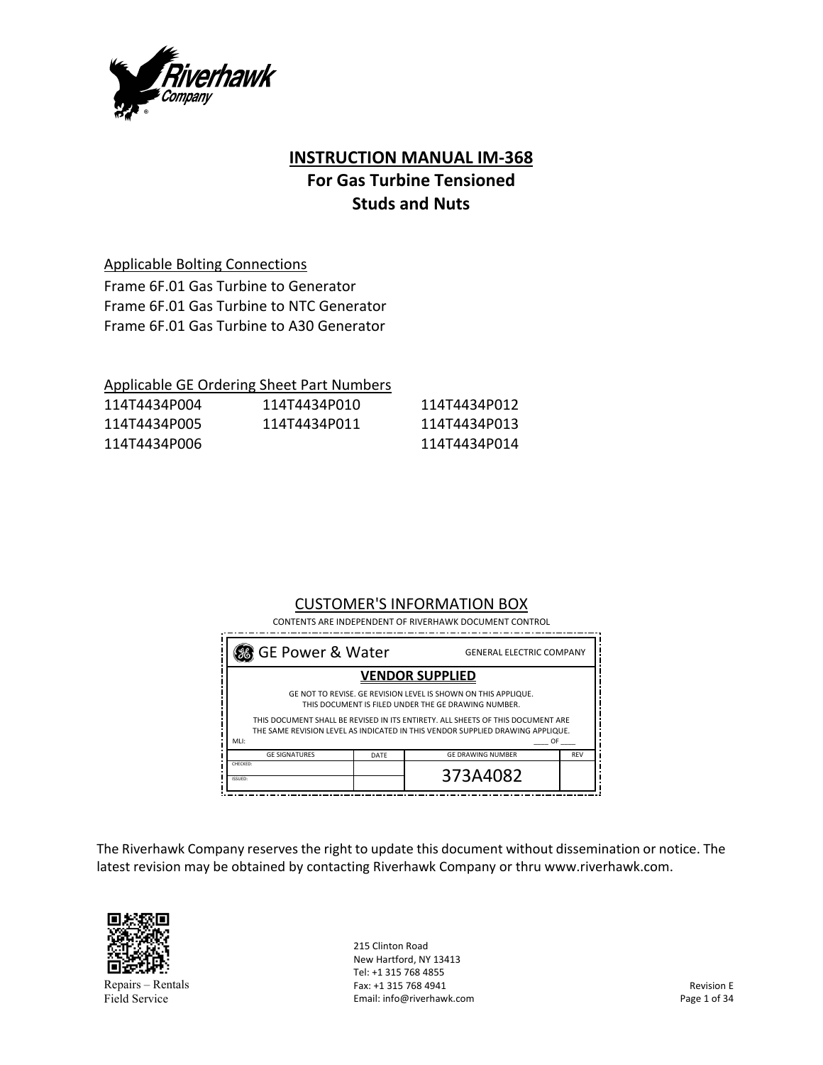Riverhawk Company

# INSTRUCTION MANUAL IM-368
## For Gas Turbine Tensioned Studs and Nuts

Applicable Bolting Connections

Frame 6F.01 Gas Turbine to Generator
Frame 6F.01 Gas Turbine to NTC Generator
Frame 6F.01 Gas Turbine to A30 Generator

Applicable GE Ordering Sheet Part Numbers

| | | |
|---|---|---|
| 114T4434P004 | 114T4434P010 | 114T4434P012 |
| 114T4434P005 | 114T4434P011 | 114T4434P013 |
| 114T4434P006 | | 114T4434P014 |

CUSTOMER'S INFORMATION BOX

CONTENTS ARE INDEPENDENT OF RIVERHAWK DOCUMENT CONTROL

GE Power & Water — GENERAL ELECTRIC COMPANY

**VENDOR SUPPLIED**

GE NOT TO REVISE. GE REVISION LEVEL IS SHOWN ON THIS APPLIQUE.
THIS DOCUMENT IS FILED UNDER THE GE DRAWING NUMBER.

THIS DOCUMENT SHALL BE REVISED IN ITS ENTIRETY. ALL SHEETS OF THIS DOCUMENT ARE THE SAME REVISION LEVEL AS INDICATED IN THIS VENDOR SUPPLIED DRAWING APPLIQUE.

MLI: ____ OF ____

| GE SIGNATURES | DATE | GE DRAWING NUMBER | REV |
|---|---|---|---|
| CHECKED: | | 373A4082 | |
| ISSUED: | | | |

The Riverhawk Company reserves the right to update this document without dissemination or notice. The latest revision may be obtained by contacting Riverhawk Company or thru www.riverhawk.com.

Repairs – Rentals
Field Service

215 Clinton Road
New Hartford, NY 13413
Tel: +1 315 768 4855
Fax: +1 315 768 4941
Email: info@riverhawk.com

Revision E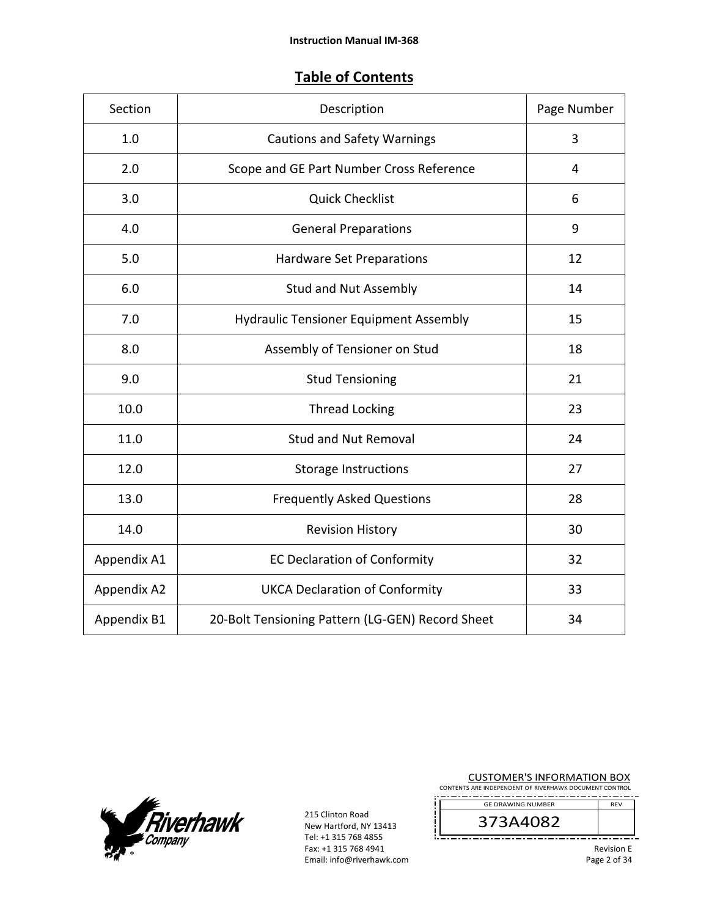## Table of Contents

| Section | Description | Page Number |
|---|---|---|
| 1.0 | Cautions and Safety Warnings | 3 |
| 2.0 | Scope and GE Part Number Cross Reference | 4 |
| 3.0 | Quick Checklist | 6 |
| 4.0 | General Preparations | 9 |
| 5.0 | Hardware Set Preparations | 12 |
| 6.0 | Stud and Nut Assembly | 14 |
| 7.0 | Hydraulic Tensioner Equipment Assembly | 15 |
| 8.0 | Assembly of Tensioner on Stud | 18 |
| 9.0 | Stud Tensioning | 21 |
| 10.0 | Thread Locking | 23 |
| 11.0 | Stud and Nut Removal | 24 |
| 12.0 | Storage Instructions | 27 |
| 13.0 | Frequently Asked Questions | 28 |
| 14.0 | Revision History | 30 |
| Appendix A1 | EC Declaration of Conformity | 32 |
| Appendix A2 | UKCA Declaration of Conformity | 33 |
| Appendix B1 | 20-Bolt Tensioning Pattern (LG-GEN) Record Sheet | 34 |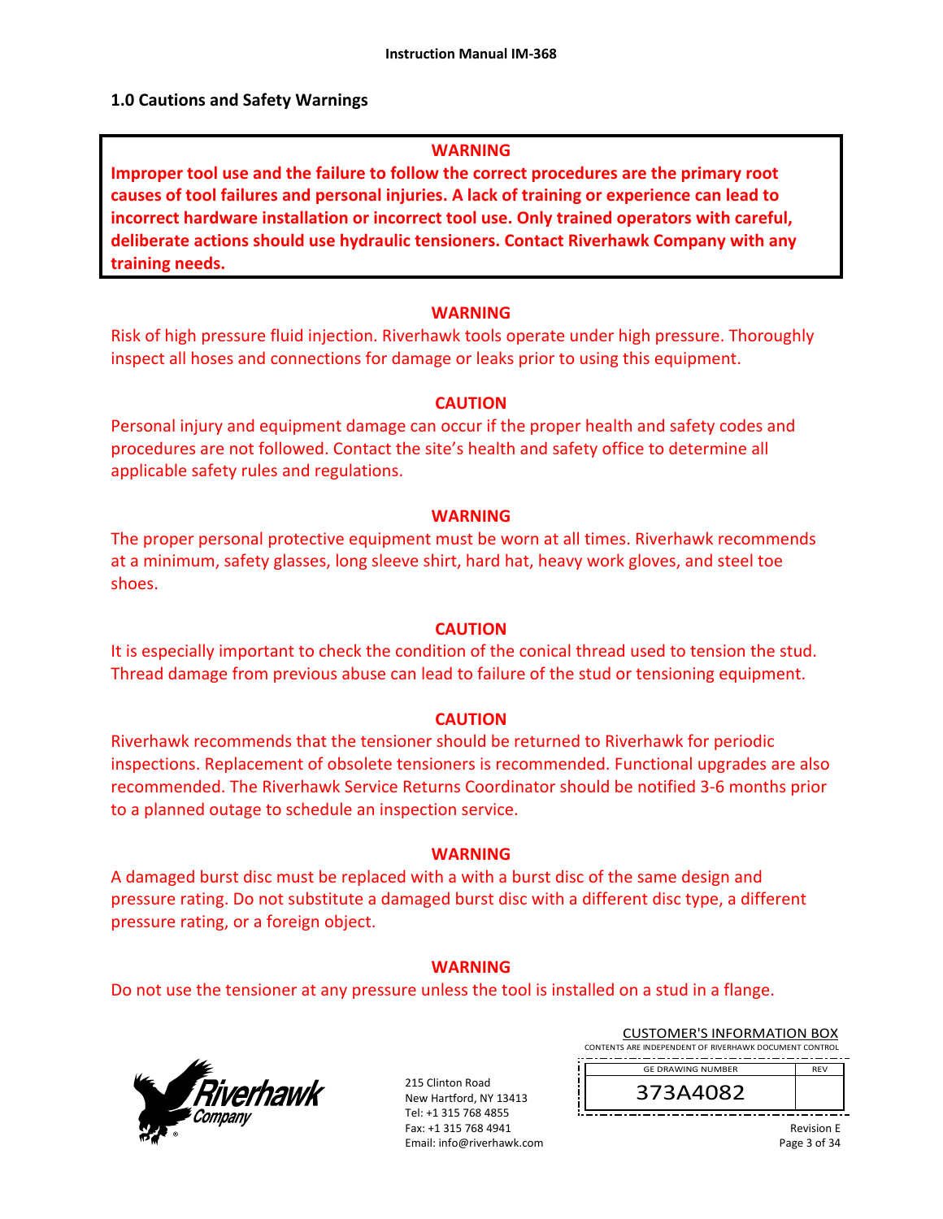## 1.0 Cautions and Safety Warnings

**WARNING**

**Improper tool use and the failure to follow the correct procedures are the primary root causes of tool failures and personal injuries. A lack of training or experience can lead to incorrect hardware installation or incorrect tool use. Only trained operators with careful, deliberate actions should use hydraulic tensioners. Contact Riverhawk Company with any training needs.**

**WARNING**

Risk of high pressure fluid injection. Riverhawk tools operate under high pressure. Thoroughly inspect all hoses and connections for damage or leaks prior to using this equipment.

**CAUTION**

Personal injury and equipment damage can occur if the proper health and safety codes and procedures are not followed. Contact the site's health and safety office to determine all applicable safety rules and regulations.

**WARNING**

The proper personal protective equipment must be worn at all times. Riverhawk recommends at a minimum, safety glasses, long sleeve shirt, hard hat, heavy work gloves, and steel toe shoes.

**CAUTION**

It is especially important to check the condition of the conical thread used to tension the stud. Thread damage from previous abuse can lead to failure of the stud or tensioning equipment.

**CAUTION**

Riverhawk recommends that the tensioner should be returned to Riverhawk for periodic inspections. Replacement of obsolete tensioners is recommended. Functional upgrades are also recommended. The Riverhawk Service Returns Coordinator should be notified 3-6 months prior to a planned outage to schedule an inspection service.

**WARNING**

A damaged burst disc must be replaced with a with a burst disc of the same design and pressure rating. Do not substitute a damaged burst disc with a different disc type, a different pressure rating, or a foreign object.

**WARNING**

Do not use the tensioner at any pressure unless the tool is installed on a stud in a flange.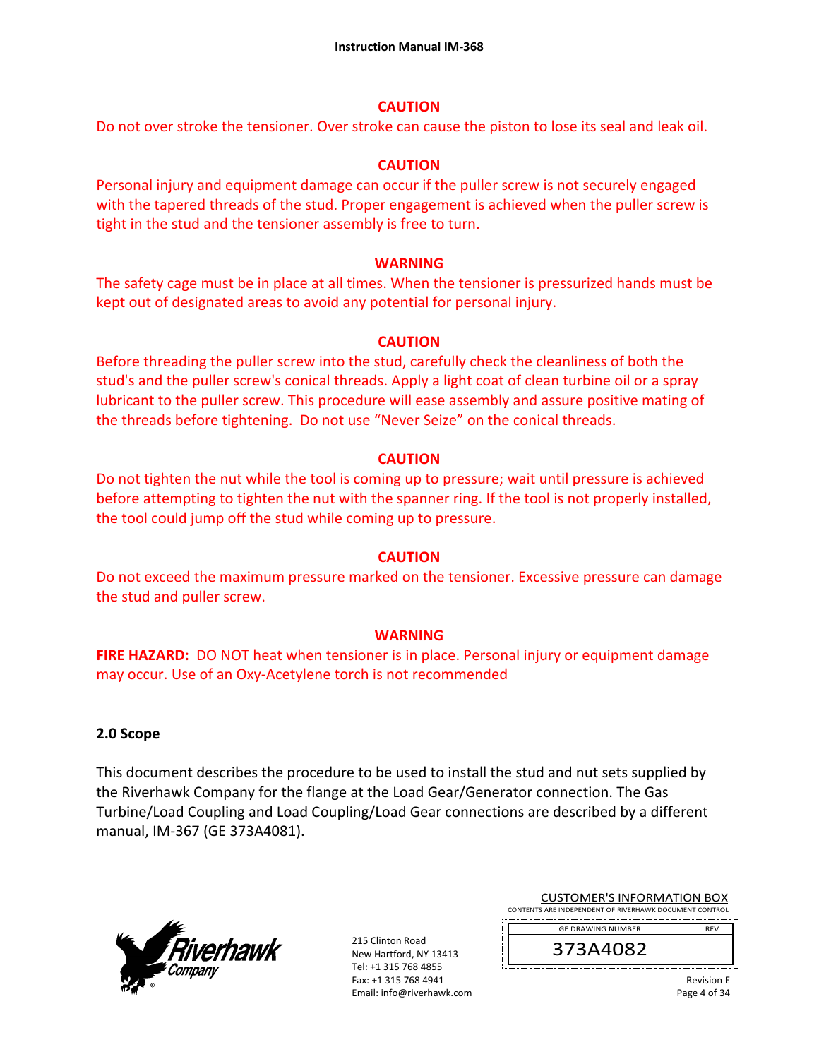**CAUTION**

Do not over stroke the tensioner. Over stroke can cause the piston to lose its seal and leak oil.

**CAUTION**

Personal injury and equipment damage can occur if the puller screw is not securely engaged with the tapered threads of the stud. Proper engagement is achieved when the puller screw is tight in the stud and the tensioner assembly is free to turn.

**WARNING**

The safety cage must be in place at all times. When the tensioner is pressurized hands must be kept out of designated areas to avoid any potential for personal injury.

**CAUTION**

Before threading the puller screw into the stud, carefully check the cleanliness of both the stud's and the puller screw's conical threads. Apply a light coat of clean turbine oil or a spray lubricant to the puller screw. This procedure will ease assembly and assure positive mating of the threads before tightening. Do not use "Never Seize" on the conical threads.

**CAUTION**

Do not tighten the nut while the tool is coming up to pressure; wait until pressure is achieved before attempting to tighten the nut with the spanner ring. If the tool is not properly installed, the tool could jump off the stud while coming up to pressure.

**CAUTION**

Do not exceed the maximum pressure marked on the tensioner. Excessive pressure can damage the stud and puller screw.

**WARNING**

**FIRE HAZARD:** DO NOT heat when tensioner is in place. Personal injury or equipment damage may occur. Use of an Oxy-Acetylene torch is not recommended

## 2.0 Scope

This document describes the procedure to be used to install the stud and nut sets supplied by the Riverhawk Company for the flange at the Load Gear/Generator connection. The Gas Turbine/Load Coupling and Load Coupling/Load Gear connections are described by a different manual, IM-367 (GE 373A4081).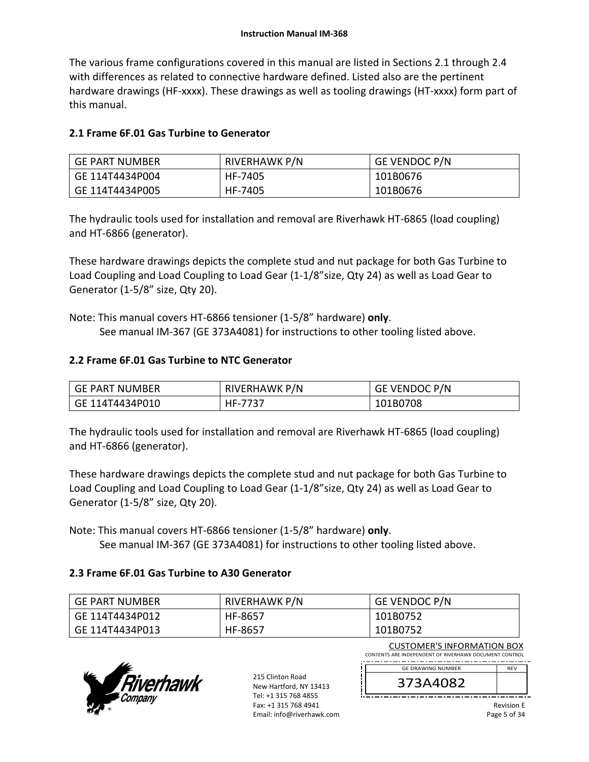The various frame configurations covered in this manual are listed in Sections 2.1 through 2.4 with differences as related to connective hardware defined. Listed also are the pertinent hardware drawings (HF-xxxx). These drawings as well as tooling drawings (HT-xxxx) form part of this manual.

## 2.1 Frame 6F.01 Gas Turbine to Generator

| GE PART NUMBER | RIVERHAWK P/N | GE VENDOC P/N |
|---|---|---|
| GE 114T4434P004 | HF-7405 | 101B0676 |
| GE 114T4434P005 | HF-7405 | 101B0676 |

The hydraulic tools used for installation and removal are Riverhawk HT-6865 (load coupling) and HT-6866 (generator).

These hardware drawings depicts the complete stud and nut package for both Gas Turbine to Load Coupling and Load Coupling to Load Gear (1-1/8"size, Qty 24) as well as Load Gear to Generator (1-5/8" size, Qty 20).

Note: This manual covers HT-6866 tensioner (1-5/8" hardware) **only**.
See manual IM-367 (GE 373A4081) for instructions to other tooling listed above.

## 2.2 Frame 6F.01 Gas Turbine to NTC Generator

| GE PART NUMBER | RIVERHAWK P/N | GE VENDOC P/N |
|---|---|---|
| GE 114T4434P010 | HF-7737 | 101B0708 |

The hydraulic tools used for installation and removal are Riverhawk HT-6865 (load coupling) and HT-6866 (generator).

These hardware drawings depicts the complete stud and nut package for both Gas Turbine to Load Coupling and Load Coupling to Load Gear (1-1/8"size, Qty 24) as well as Load Gear to Generator (1-5/8" size, Qty 20).

Note: This manual covers HT-6866 tensioner (1-5/8" hardware) **only**.
See manual IM-367 (GE 373A4081) for instructions to other tooling listed above.

## 2.3 Frame 6F.01 Gas Turbine to A30 Generator

| GE PART NUMBER | RIVERHAWK P/N | GE VENDOC P/N |
|---|---|---|
| GE 114T4434P012 | HF-8657 | 101B0752 |
| GE 114T4434P013 | HF-8657 | 101B0752 |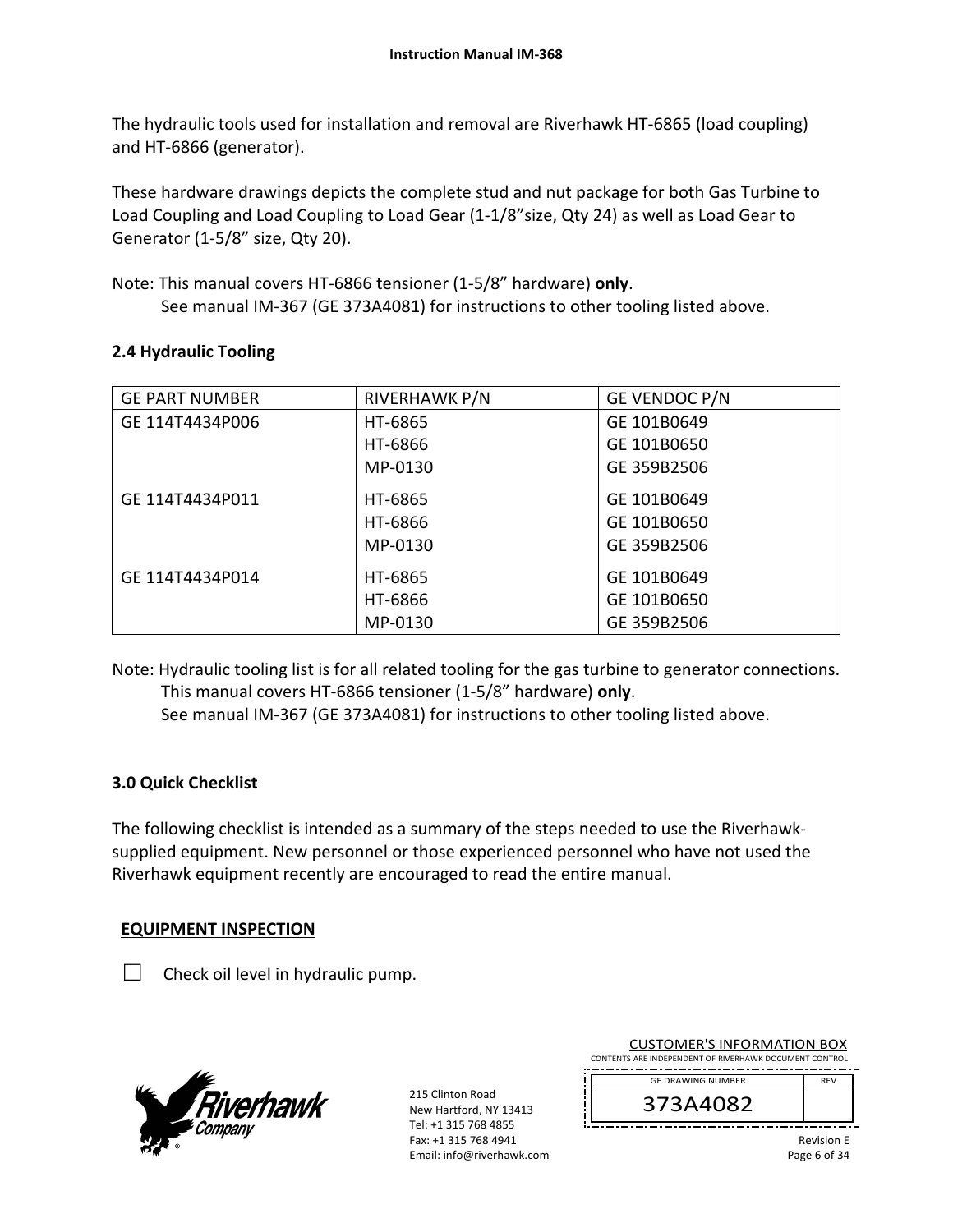The hydraulic tools used for installation and removal are Riverhawk HT-6865 (load coupling) and HT-6866 (generator).

These hardware drawings depicts the complete stud and nut package for both Gas Turbine to Load Coupling and Load Coupling to Load Gear (1-1/8"size, Qty 24) as well as Load Gear to Generator (1-5/8" size, Qty 20).

Note: This manual covers HT-6866 tensioner (1-5/8" hardware) **only**.
See manual IM-367 (GE 373A4081) for instructions to other tooling listed above.

## 2.4 Hydraulic Tooling

| GE PART NUMBER | RIVERHAWK P/N | GE VENDOC P/N |
|---|---|---|
| GE 114T4434P006 | HT-6865<br>HT-6866<br>MP-0130 | GE 101B0649<br>GE 101B0650<br>GE 359B2506 |
| GE 114T4434P011 | HT-6865<br>HT-6866<br>MP-0130 | GE 101B0649<br>GE 101B0650<br>GE 359B2506 |
| GE 114T4434P014 | HT-6865<br>HT-6866<br>MP-0130 | GE 101B0649<br>GE 101B0650<br>GE 359B2506 |

Note: Hydraulic tooling list is for all related tooling for the gas turbine to generator connections.
This manual covers HT-6866 tensioner (1-5/8" hardware) **only**.
See manual IM-367 (GE 373A4081) for instructions to other tooling listed above.

## 3.0 Quick Checklist

The following checklist is intended as a summary of the steps needed to use the Riverhawk-supplied equipment. New personnel or those experienced personnel who have not used the Riverhawk equipment recently are encouraged to read the entire manual.

**EQUIPMENT INSPECTION**

☐ Check oil level in hydraulic pump.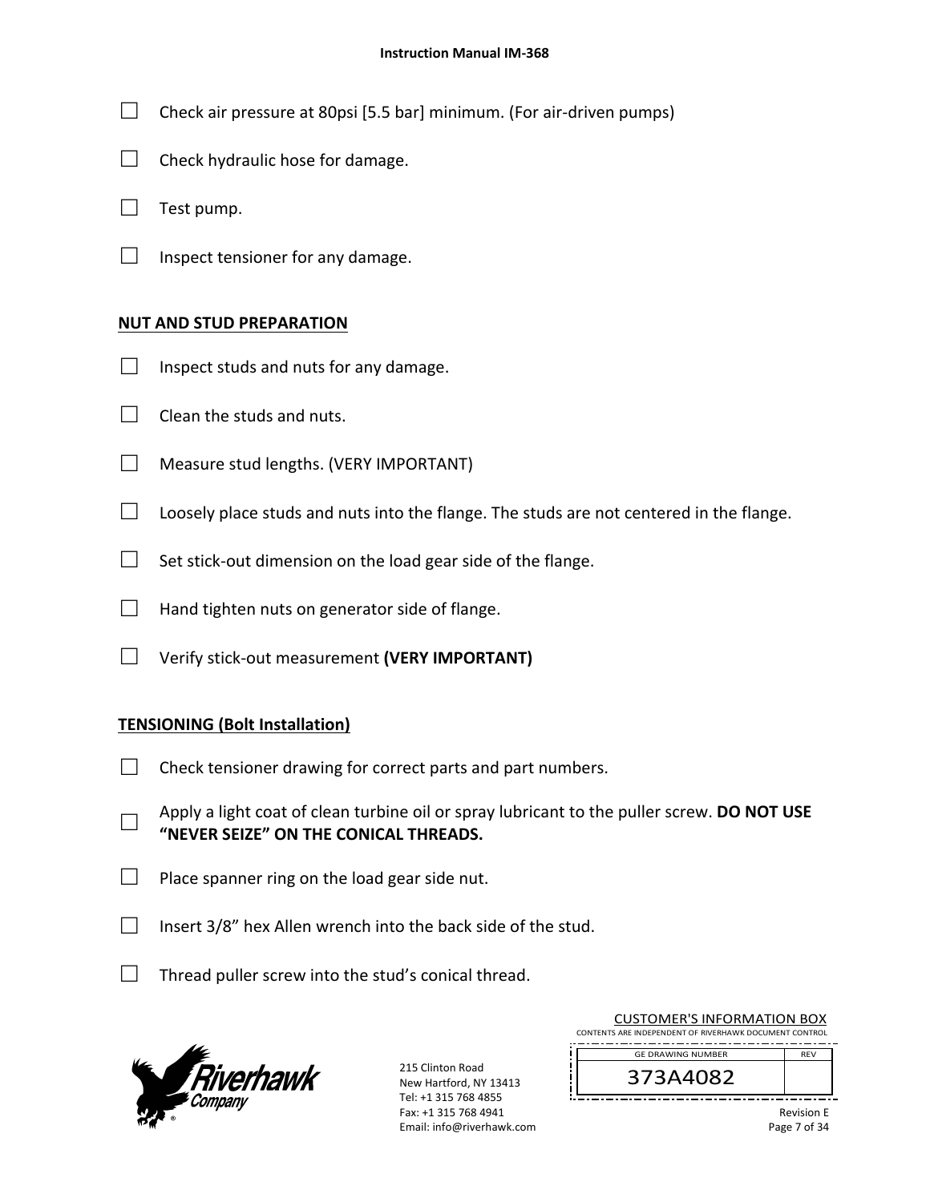☐ Check air pressure at 80psi [5.5 bar] minimum. (For air-driven pumps)

☐ Check hydraulic hose for damage.

☐ Test pump.

☐ Inspect tensioner for any damage.

## NUT AND STUD PREPARATION

☐ Inspect studs and nuts for any damage.

☐ Clean the studs and nuts.

☐ Measure stud lengths. (VERY IMPORTANT)

☐ Loosely place studs and nuts into the flange. The studs are not centered in the flange.

☐ Set stick-out dimension on the load gear side of the flange.

☐ Hand tighten nuts on generator side of flange.

☐ Verify stick-out measurement **(VERY IMPORTANT)**

## TENSIONING (Bolt Installation)

☐ Check tensioner drawing for correct parts and part numbers.

☐ Apply a light coat of clean turbine oil or spray lubricant to the puller screw. **DO NOT USE "NEVER SEIZE" ON THE CONICAL THREADS.**

☐ Place spanner ring on the load gear side nut.

☐ Insert 3/8" hex Allen wrench into the back side of the stud.

☐ Thread puller screw into the stud's conical thread.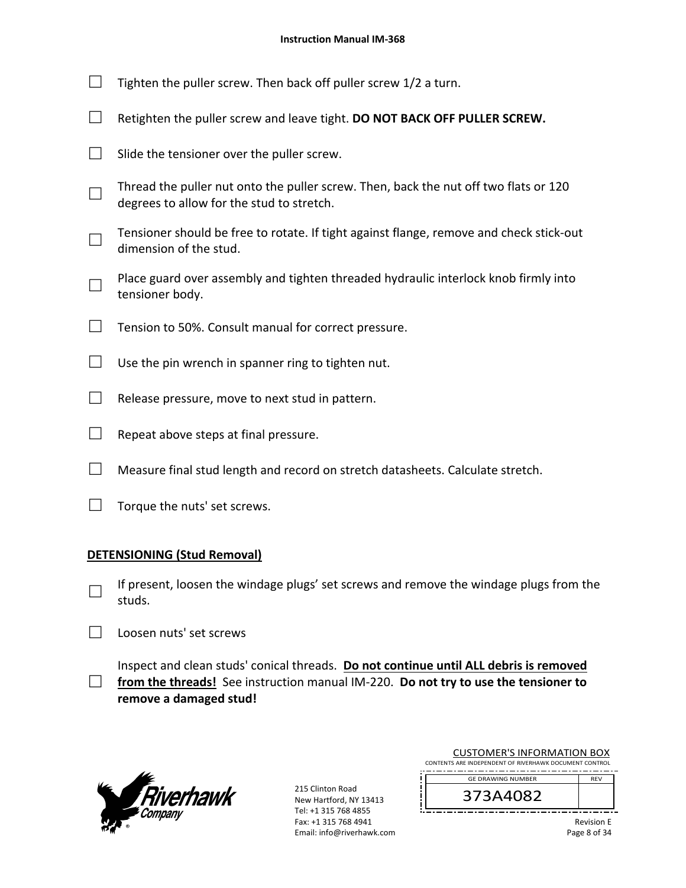- ☐ Tighten the puller screw. Then back off puller screw 1/2 a turn.
- ☐ Retighten the puller screw and leave tight. **DO NOT BACK OFF PULLER SCREW.**
- ☐ Slide the tensioner over the puller screw.
- ☐ Thread the puller nut onto the puller screw. Then, back the nut off two flats or 120 degrees to allow for the stud to stretch.
- ☐ Tensioner should be free to rotate. If tight against flange, remove and check stick-out dimension of the stud.
- ☐ Place guard over assembly and tighten threaded hydraulic interlock knob firmly into tensioner body.
- ☐ Tension to 50%. Consult manual for correct pressure.
- ☐ Use the pin wrench in spanner ring to tighten nut.
- ☐ Release pressure, move to next stud in pattern.
- ☐ Repeat above steps at final pressure.
- ☐ Measure final stud length and record on stretch datasheets. Calculate stretch.
- ☐ Torque the nuts' set screws.

**DETENSIONING (Stud Removal)**

- ☐ If present, loosen the windage plugs' set screws and remove the windage plugs from the studs.
- ☐ Loosen nuts' set screws
- ☐ Inspect and clean studs' conical threads. **Do not continue until ALL debris is removed from the threads!** See instruction manual IM-220. **Do not try to use the tensioner to remove a damaged stud!**

215 Clinton Road
New Hartford, NY 13413
Tel: +1 315 768 4855
Fax: +1 315 768 4941
Email: info@riverhawk.com

CUSTOMER'S INFORMATION BOX
CONTENTS ARE INDEPENDENT OF RIVERHAWK DOCUMENT CONTROL

| GE DRAWING NUMBER | REV |
|---|---|
| 373A4082 | |

Revision E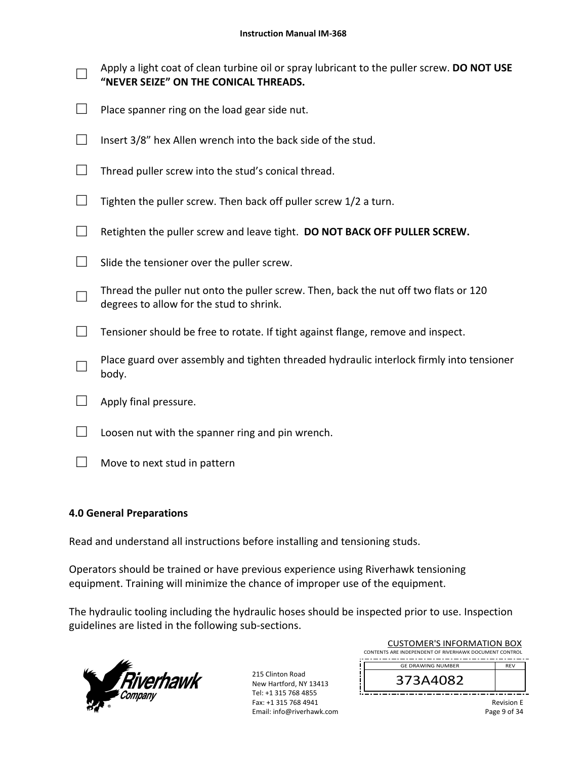- ☐ Apply a light coat of clean turbine oil or spray lubricant to the puller screw. **DO NOT USE “NEVER SEIZE” ON THE CONICAL THREADS.**
- ☐ Place spanner ring on the load gear side nut.
- ☐ Insert 3/8” hex Allen wrench into the back side of the stud.
- ☐ Thread puller screw into the stud’s conical thread.
- ☐ Tighten the puller screw. Then back off puller screw 1/2 a turn.
- ☐ Retighten the puller screw and leave tight. **DO NOT BACK OFF PULLER SCREW.**
- ☐ Slide the tensioner over the puller screw.
- ☐ Thread the puller nut onto the puller screw. Then, back the nut off two flats or 120 degrees to allow for the stud to shrink.
- ☐ Tensioner should be free to rotate. If tight against flange, remove and inspect.
- ☐ Place guard over assembly and tighten threaded hydraulic interlock firmly into tensioner body.
- ☐ Apply final pressure.
- ☐ Loosen nut with the spanner ring and pin wrench.
- ☐ Move to next stud in pattern

## 4.0 General Preparations

Read and understand all instructions before installing and tensioning studs.

Operators should be trained or have previous experience using Riverhawk tensioning equipment. Training will minimize the chance of improper use of the equipment.

The hydraulic tooling including the hydraulic hoses should be inspected prior to use. Inspection guidelines are listed in the following sub-sections.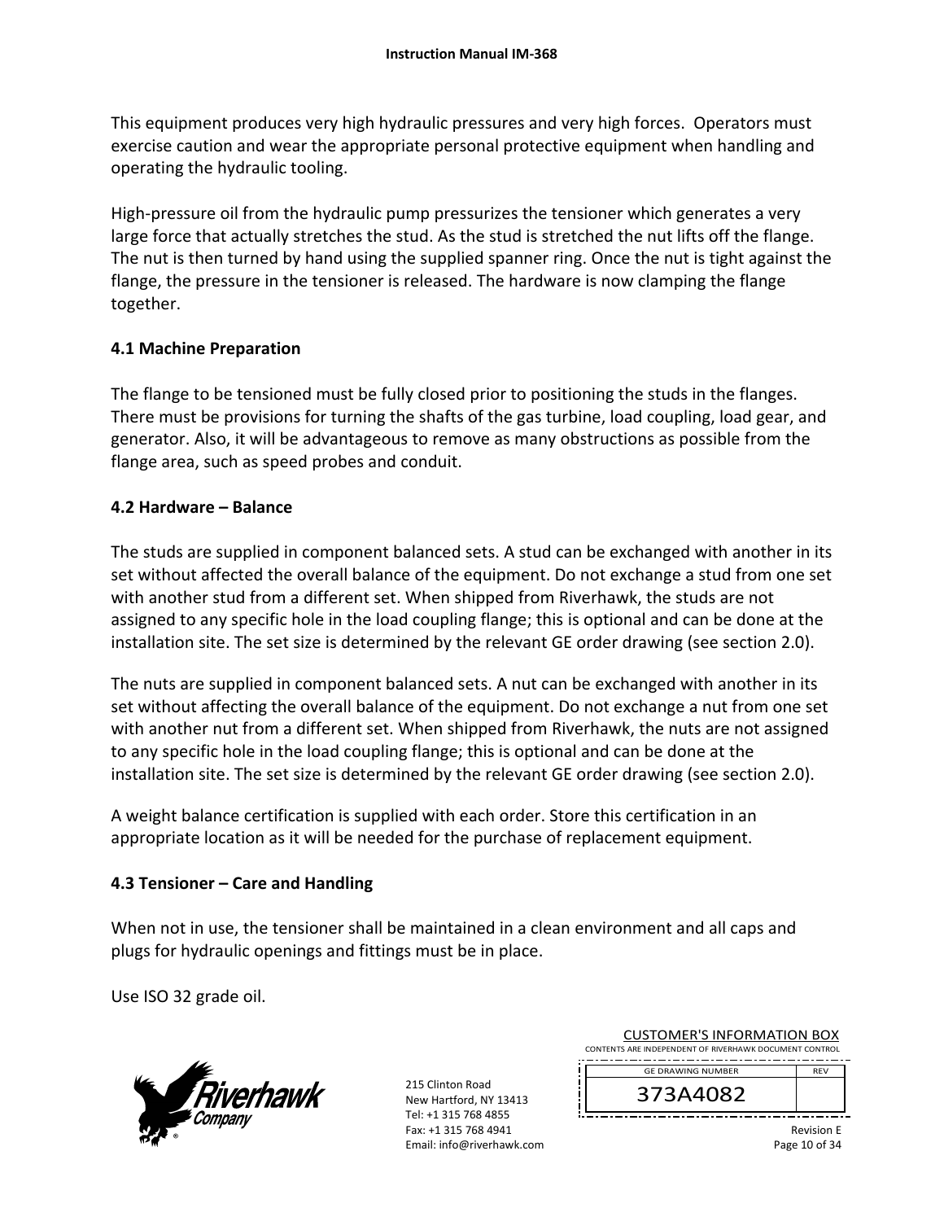This equipment produces very high hydraulic pressures and very high forces. Operators must exercise caution and wear the appropriate personal protective equipment when handling and operating the hydraulic tooling.

High-pressure oil from the hydraulic pump pressurizes the tensioner which generates a very large force that actually stretches the stud. As the stud is stretched the nut lifts off the flange. The nut is then turned by hand using the supplied spanner ring. Once the nut is tight against the flange, the pressure in the tensioner is released. The hardware is now clamping the flange together.

## 4.1 Machine Preparation

The flange to be tensioned must be fully closed prior to positioning the studs in the flanges. There must be provisions for turning the shafts of the gas turbine, load coupling, load gear, and generator. Also, it will be advantageous to remove as many obstructions as possible from the flange area, such as speed probes and conduit.

## 4.2 Hardware – Balance

The studs are supplied in component balanced sets. A stud can be exchanged with another in its set without affected the overall balance of the equipment. Do not exchange a stud from one set with another stud from a different set. When shipped from Riverhawk, the studs are not assigned to any specific hole in the load coupling flange; this is optional and can be done at the installation site. The set size is determined by the relevant GE order drawing (see section 2.0).

The nuts are supplied in component balanced sets. A nut can be exchanged with another in its set without affecting the overall balance of the equipment. Do not exchange a nut from one set with another nut from a different set. When shipped from Riverhawk, the nuts are not assigned to any specific hole in the load coupling flange; this is optional and can be done at the installation site. The set size is determined by the relevant GE order drawing (see section 2.0).

A weight balance certification is supplied with each order. Store this certification in an appropriate location as it will be needed for the purchase of replacement equipment.

## 4.3 Tensioner – Care and Handling

When not in use, the tensioner shall be maintained in a clean environment and all caps and plugs for hydraulic openings and fittings must be in place.

Use ISO 32 grade oil.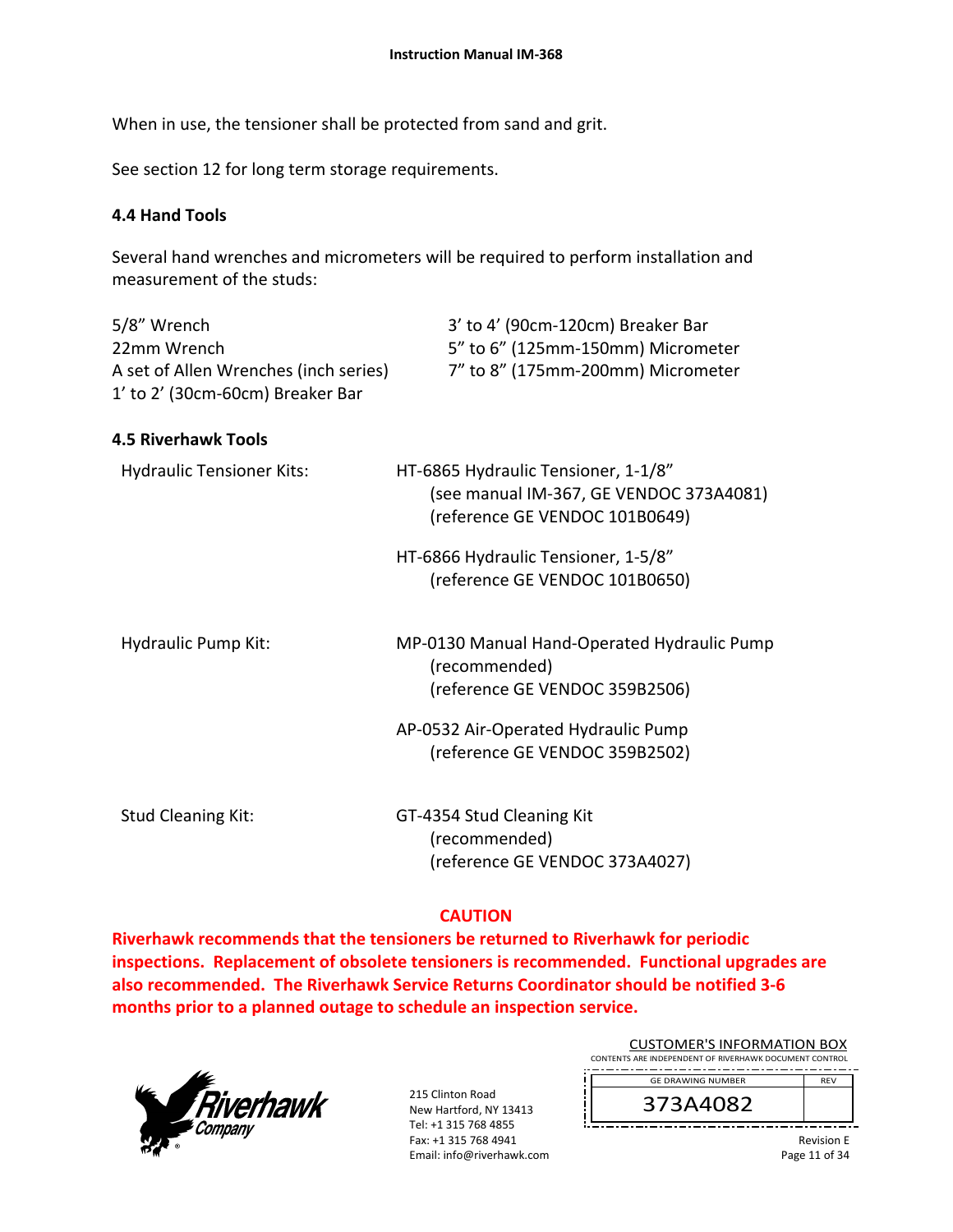When in use, the tensioner shall be protected from sand and grit.

See section 12 for long term storage requirements.

### 4.4 Hand Tools

Several hand wrenches and micrometers will be required to perform installation and measurement of the studs:

- 5/8" Wrench
- 22mm Wrench
- A set of Allen Wrenches (inch series)
- 1' to 2' (30cm-60cm) Breaker Bar
- 3' to 4' (90cm-120cm) Breaker Bar
- 5" to 6" (125mm-150mm) Micrometer
- 7" to 8" (175mm-200mm) Micrometer

### 4.5 Riverhawk Tools

**Hydraulic Tensioner Kits:**

HT-6865 Hydraulic Tensioner, 1-1/8"
(see manual IM-367, GE VENDOC 373A4081)
(reference GE VENDOC 101B0649)

HT-6866 Hydraulic Tensioner, 1-5/8"
(reference GE VENDOC 101B0650)

**Hydraulic Pump Kit:**

MP-0130 Manual Hand-Operated Hydraulic Pump
(recommended)
(reference GE VENDOC 359B2506)

AP-0532 Air-Operated Hydraulic Pump
(reference GE VENDOC 359B2502)

**Stud Cleaning Kit:**

GT-4354 Stud Cleaning Kit
(recommended)
(reference GE VENDOC 373A4027)

**CAUTION**

**Riverhawk recommends that the tensioners be returned to Riverhawk for periodic inspections. Replacement of obsolete tensioners is recommended. Functional upgrades are also recommended. The Riverhawk Service Returns Coordinator should be notified 3-6 months prior to a planned outage to schedule an inspection service.**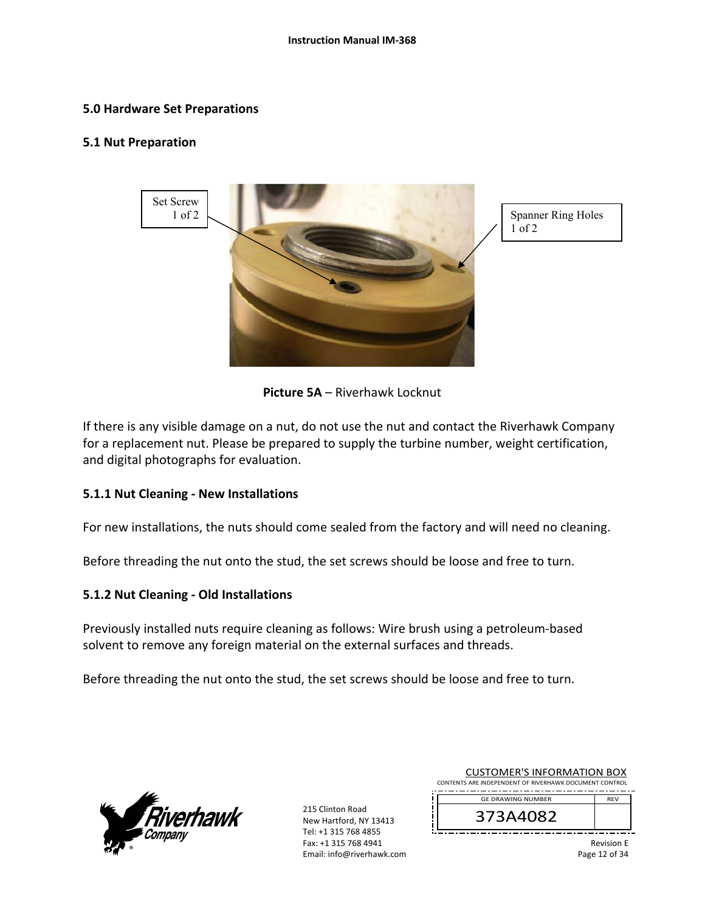## 5.0 Hardware Set Preparations

### 5.1 Nut Preparation

Set Screw 1 of 2

Spanner Ring Holes 1 of 2

**Picture 5A** – Riverhawk Locknut

If there is any visible damage on a nut, do not use the nut and contact the Riverhawk Company for a replacement nut. Please be prepared to supply the turbine number, weight certification, and digital photographs for evaluation.

#### 5.1.1 Nut Cleaning - New Installations

For new installations, the nuts should come sealed from the factory and will need no cleaning.

Before threading the nut onto the stud, the set screws should be loose and free to turn.

#### 5.1.2 Nut Cleaning - Old Installations

Previously installed nuts require cleaning as follows: Wire brush using a petroleum-based solvent to remove any foreign material on the external surfaces and threads.

Before threading the nut onto the stud, the set screws should be loose and free to turn.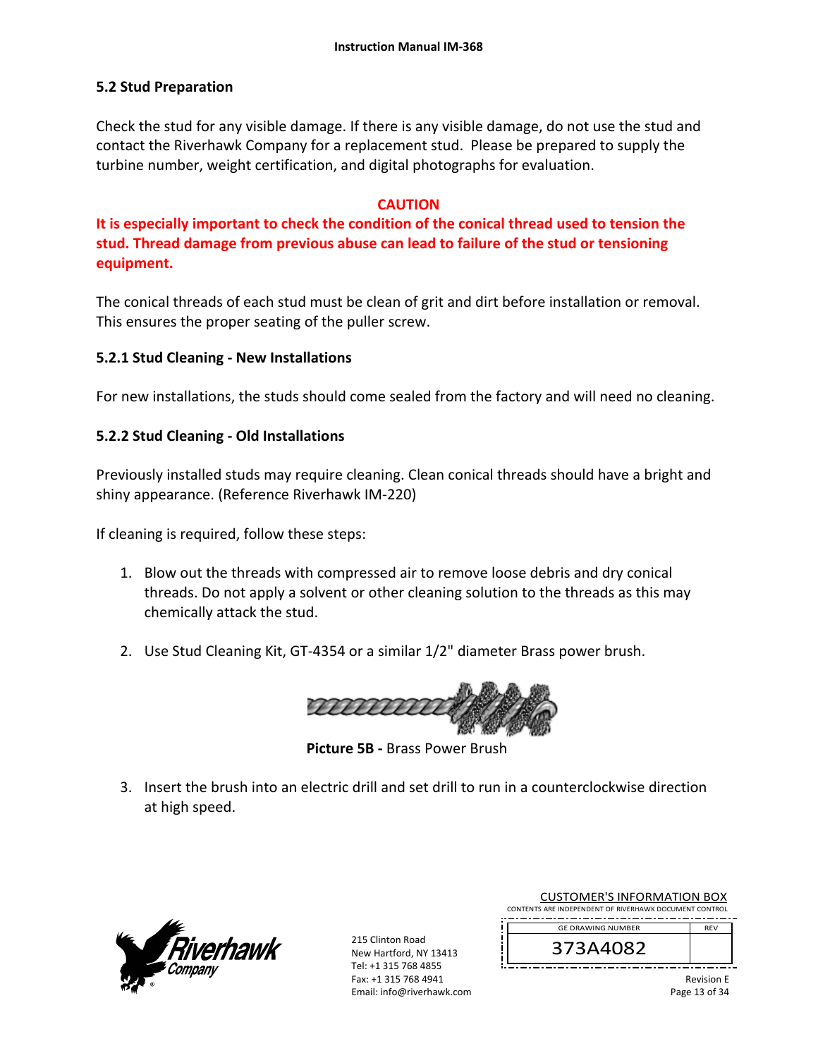## 5.2 Stud Preparation

Check the stud for any visible damage. If there is any visible damage, do not use the stud and contact the Riverhawk Company for a replacement stud. Please be prepared to supply the turbine number, weight certification, and digital photographs for evaluation.

**CAUTION**

**It is especially important to check the condition of the conical thread used to tension the stud. Thread damage from previous abuse can lead to failure of the stud or tensioning equipment.**

The conical threads of each stud must be clean of grit and dirt before installation or removal. This ensures the proper seating of the puller screw.

### 5.2.1 Stud Cleaning - New Installations

For new installations, the studs should come sealed from the factory and will need no cleaning.

### 5.2.2 Stud Cleaning - Old Installations

Previously installed studs may require cleaning. Clean conical threads should have a bright and shiny appearance. (Reference Riverhawk IM-220)

If cleaning is required, follow these steps:

1. Blow out the threads with compressed air to remove loose debris and dry conical threads. Do not apply a solvent or other cleaning solution to the threads as this may chemically attack the stud.

2. Use Stud Cleaning Kit, GT-4354 or a similar 1/2" diameter Brass power brush.

**Picture 5B -** Brass Power Brush

3. Insert the brush into an electric drill and set drill to run in a counterclockwise direction at high speed.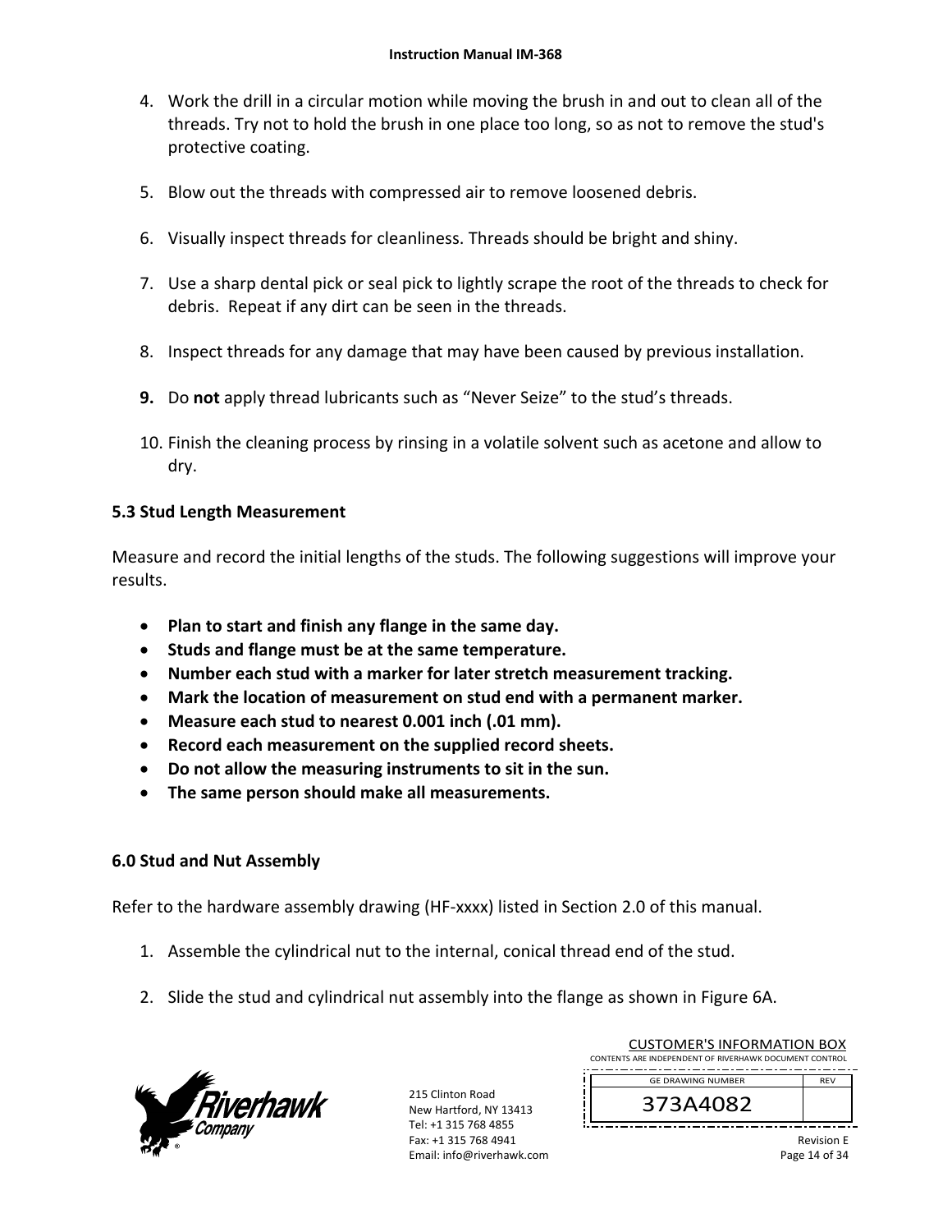4. Work the drill in a circular motion while moving the brush in and out to clean all of the threads. Try not to hold the brush in one place too long, so as not to remove the stud's protective coating.

5. Blow out the threads with compressed air to remove loosened debris.

6. Visually inspect threads for cleanliness. Threads should be bright and shiny.

7. Use a sharp dental pick or seal pick to lightly scrape the root of the threads to check for debris. Repeat if any dirt can be seen in the threads.

8. Inspect threads for any damage that may have been caused by previous installation.

9. Do **not** apply thread lubricants such as "Never Seize" to the stud's threads.

10. Finish the cleaning process by rinsing in a volatile solvent such as acetone and allow to dry.

## 5.3 Stud Length Measurement

Measure and record the initial lengths of the studs. The following suggestions will improve your results.

- **Plan to start and finish any flange in the same day.**
- **Studs and flange must be at the same temperature.**
- **Number each stud with a marker for later stretch measurement tracking.**
- **Mark the location of measurement on stud end with a permanent marker.**
- **Measure each stud to nearest 0.001 inch (.01 mm).**
- **Record each measurement on the supplied record sheets.**
- **Do not allow the measuring instruments to sit in the sun.**
- **The same person should make all measurements.**

## 6.0 Stud and Nut Assembly

Refer to the hardware assembly drawing (HF-xxxx) listed in Section 2.0 of this manual.

1. Assemble the cylindrical nut to the internal, conical thread end of the stud.

2. Slide the stud and cylindrical nut assembly into the flange as shown in Figure 6A.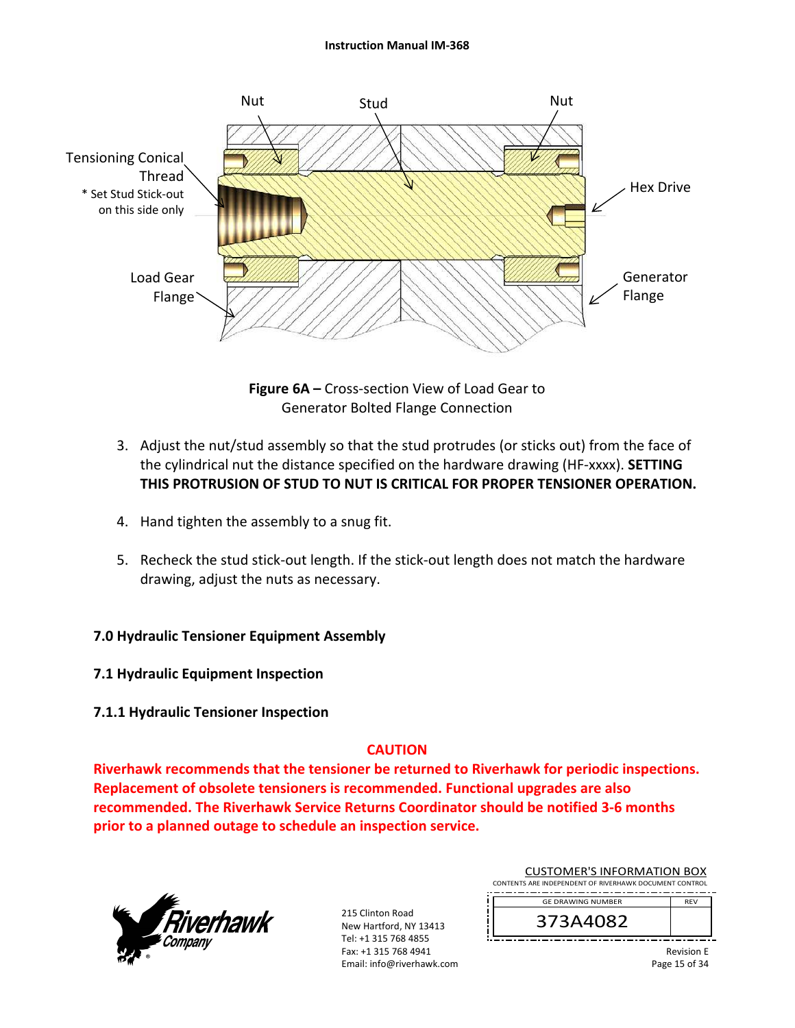Nut | Stud | Nut

Tensioning Conical Thread
* Set Stud Stick-out on this side only

Hex Drive

Load Gear Flange

Generator Flange

**Figure 6A –** Cross-section View of Load Gear to Generator Bolted Flange Connection

3. Adjust the nut/stud assembly so that the stud protrudes (or sticks out) from the face of the cylindrical nut the distance specified on the hardware drawing (HF-xxxx). **SETTING THIS PROTRUSION OF STUD TO NUT IS CRITICAL FOR PROPER TENSIONER OPERATION.**

4. Hand tighten the assembly to a snug fit.

5. Recheck the stud stick-out length. If the stick-out length does not match the hardware drawing, adjust the nuts as necessary.

## 7.0 Hydraulic Tensioner Equipment Assembly

### 7.1 Hydraulic Equipment Inspection

#### 7.1.1 Hydraulic Tensioner Inspection

**CAUTION**

**Riverhawk recommends that the tensioner be returned to Riverhawk for periodic inspections. Replacement of obsolete tensioners is recommended. Functional upgrades are also recommended. The Riverhawk Service Returns Coordinator should be notified 3-6 months prior to a planned outage to schedule an inspection service.**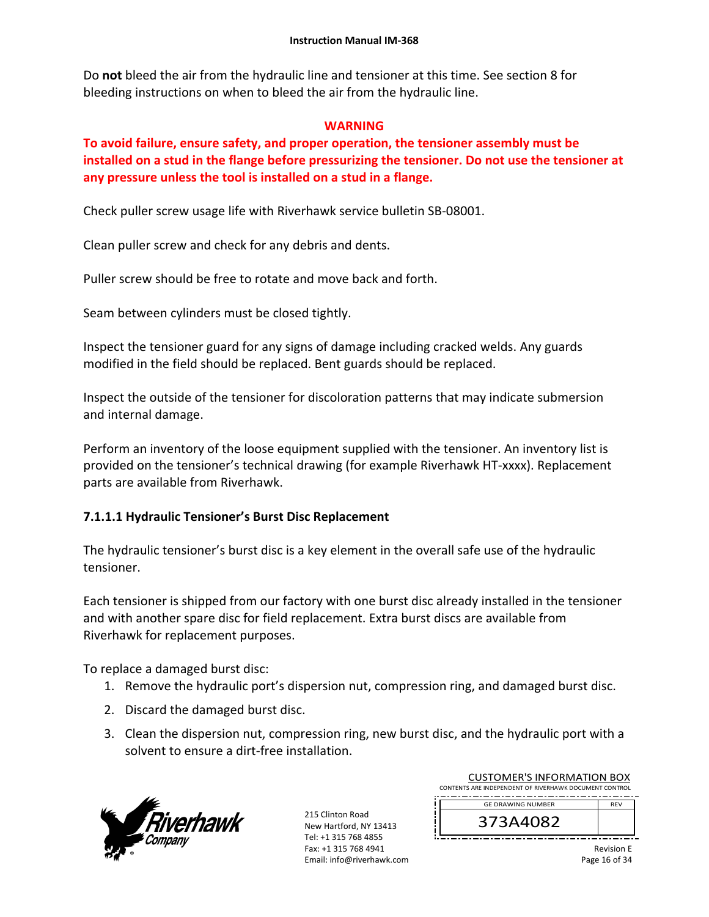Do **not** bleed the air from the hydraulic line and tensioner at this time. See section 8 for bleeding instructions on when to bleed the air from the hydraulic line.

**WARNING**

**To avoid failure, ensure safety, and proper operation, the tensioner assembly must be installed on a stud in the flange before pressurizing the tensioner. Do not use the tensioner at any pressure unless the tool is installed on a stud in a flange.**

Check puller screw usage life with Riverhawk service bulletin SB-08001.

Clean puller screw and check for any debris and dents.

Puller screw should be free to rotate and move back and forth.

Seam between cylinders must be closed tightly.

Inspect the tensioner guard for any signs of damage including cracked welds. Any guards modified in the field should be replaced. Bent guards should be replaced.

Inspect the outside of the tensioner for discoloration patterns that may indicate submersion and internal damage.

Perform an inventory of the loose equipment supplied with the tensioner. An inventory list is provided on the tensioner's technical drawing (for example Riverhawk HT-xxxx). Replacement parts are available from Riverhawk.

#### 7.1.1.1 Hydraulic Tensioner's Burst Disc Replacement

The hydraulic tensioner's burst disc is a key element in the overall safe use of the hydraulic tensioner.

Each tensioner is shipped from our factory with one burst disc already installed in the tensioner and with another spare disc for field replacement. Extra burst discs are available from Riverhawk for replacement purposes.

To replace a damaged burst disc:

1. Remove the hydraulic port's dispersion nut, compression ring, and damaged burst disc.
2. Discard the damaged burst disc.
3. Clean the dispersion nut, compression ring, new burst disc, and the hydraulic port with a solvent to ensure a dirt-free installation.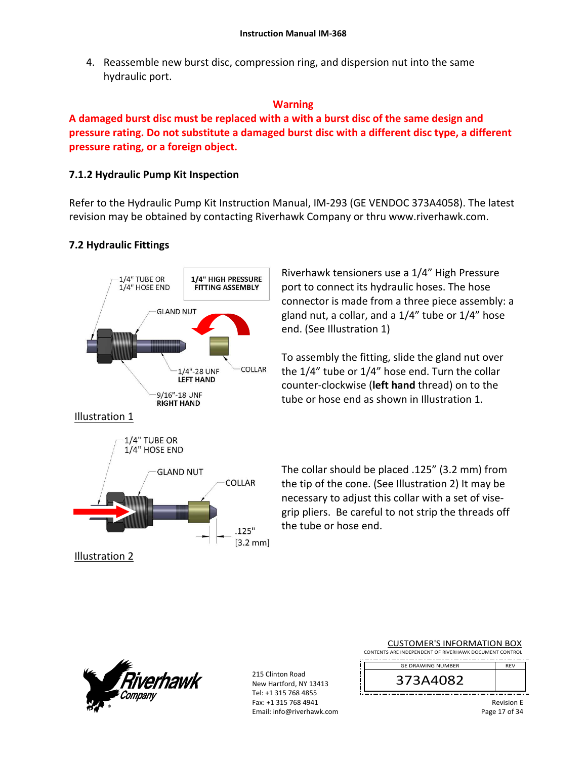4. Reassemble new burst disc, compression ring, and dispersion nut into the same hydraulic port.

**Warning**

**A damaged burst disc must be replaced with a with a burst disc of the same design and pressure rating. Do not substitute a damaged burst disc with a different disc type, a different pressure rating, or a foreign object.**

### 7.1.2 Hydraulic Pump Kit Inspection

Refer to the Hydraulic Pump Kit Instruction Manual, IM-293 (GE VENDOC 373A4058). The latest revision may be obtained by contacting Riverhawk Company or thru www.riverhawk.com.

## 7.2 Hydraulic Fittings

1/4" TUBE OR 1/4" HOSE END

**1/4" HIGH PRESSURE FITTING ASSEMBLY**

GLAND NUT

1/4"-28 UNF **LEFT HAND**

COLLAR

9/16"-18 UNF **RIGHT HAND**

Illustration 1

Riverhawk tensioners use a 1/4" High Pressure port to connect its hydraulic hoses. The hose connector is made from a three piece assembly: a gland nut, a collar, and a 1/4" tube or 1/4" hose end. (See Illustration 1)

To assembly the fitting, slide the gland nut over the 1/4" tube or 1/4" hose end. Turn the collar counter-clockwise (**left hand** thread) on to the tube or hose end as shown in Illustration 1.

1/4" TUBE OR 1/4" HOSE END

GLAND NUT

COLLAR

.125" [3.2 mm]

Illustration 2

The collar should be placed .125" (3.2 mm) from the tip of the cone. (See Illustration 2) It may be necessary to adjust this collar with a set of vise-grip pliers. Be careful to not strip the threads off the tube or hose end.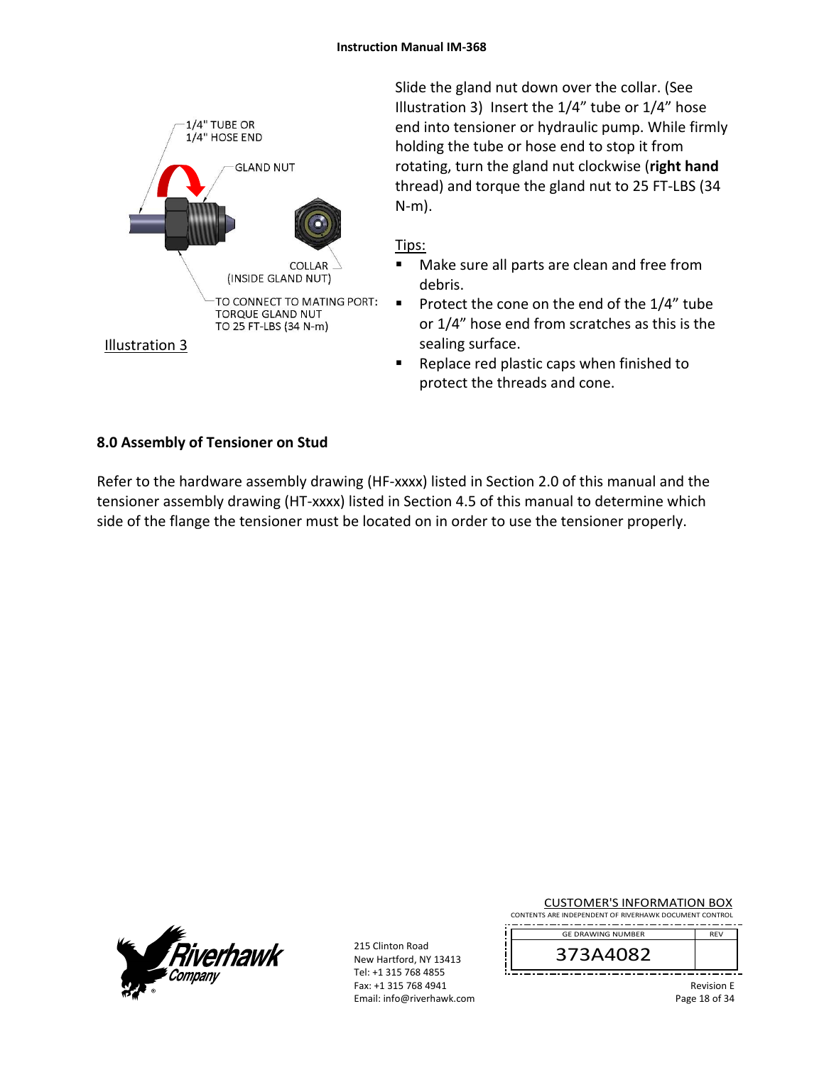1/4" TUBE OR
1/4" HOSE END

GLAND NUT

COLLAR
(INSIDE GLAND NUT)

TO CONNECT TO MATING PORT:
TORQUE GLAND NUT
TO 25 FT-LBS (34 N-m)

Illustration 3

Slide the gland nut down over the collar. (See Illustration 3) Insert the 1/4" tube or 1/4" hose end into tensioner or hydraulic pump. While firmly holding the tube or hose end to stop it from rotating, turn the gland nut clockwise (**right hand** thread) and torque the gland nut to 25 FT-LBS (34 N-m).

Tips:

- Make sure all parts are clean and free from debris.
- Protect the cone on the end of the 1/4" tube or 1/4" hose end from scratches as this is the sealing surface.
- Replace red plastic caps when finished to protect the threads and cone.

## 8.0 Assembly of Tensioner on Stud

Refer to the hardware assembly drawing (HF-xxxx) listed in Section 2.0 of this manual and the tensioner assembly drawing (HT-xxxx) listed in Section 4.5 of this manual to determine which side of the flange the tensioner must be located on in order to use the tensioner properly.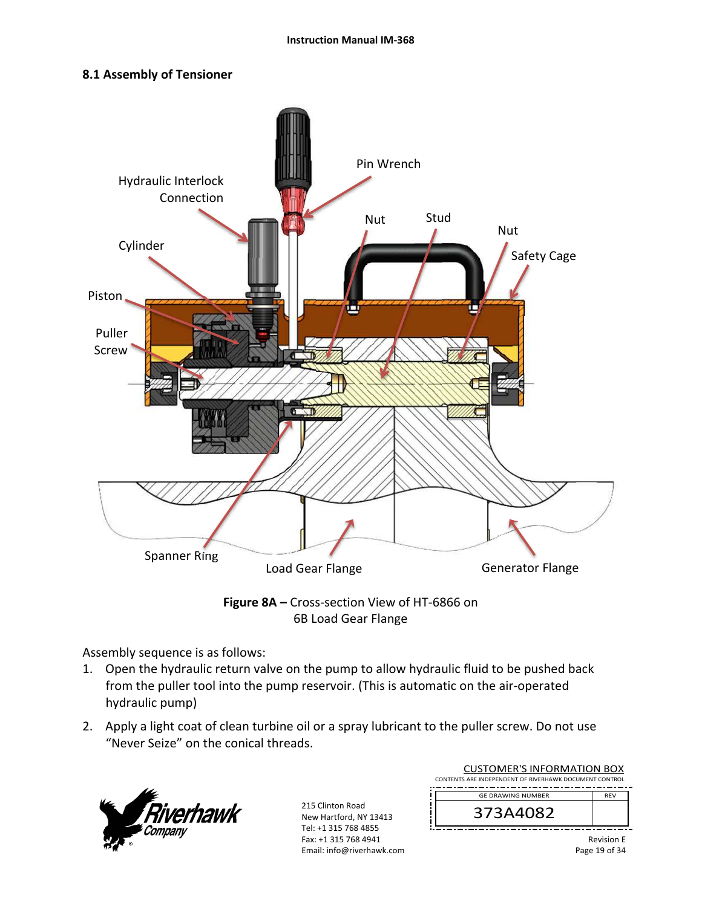## 8.1 Assembly of Tensioner

**Figure 8A –** Cross-section View of HT-6866 on 6B Load Gear Flange

Assembly sequence is as follows:

1. Open the hydraulic return valve on the pump to allow hydraulic fluid to be pushed back from the puller tool into the pump reservoir. (This is automatic on the air-operated hydraulic pump)
2. Apply a light coat of clean turbine oil or a spray lubricant to the puller screw. Do not use "Never Seize" on the conical threads.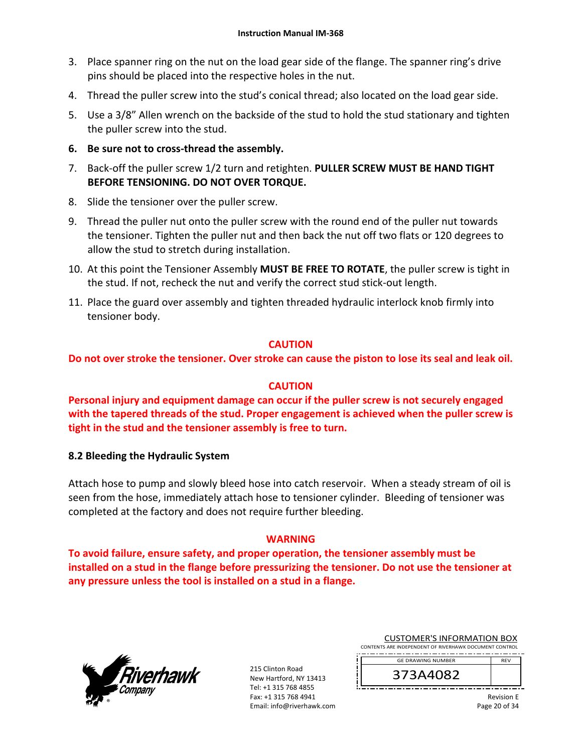3. Place spanner ring on the nut on the load gear side of the flange. The spanner ring's drive pins should be placed into the respective holes in the nut.
4. Thread the puller screw into the stud's conical thread; also located on the load gear side.
5. Use a 3/8" Allen wrench on the backside of the stud to hold the stud stationary and tighten the puller screw into the stud.
6. **Be sure not to cross-thread the assembly.**
7. Back-off the puller screw 1/2 turn and retighten. **PULLER SCREW MUST BE HAND TIGHT BEFORE TENSIONING. DO NOT OVER TORQUE.**
8. Slide the tensioner over the puller screw.
9. Thread the puller nut onto the puller screw with the round end of the puller nut towards the tensioner. Tighten the puller nut and then back the nut off two flats or 120 degrees to allow the stud to stretch during installation.
10. At this point the Tensioner Assembly **MUST BE FREE TO ROTATE**, the puller screw is tight in the stud. If not, recheck the nut and verify the correct stud stick-out length.
11. Place the guard over assembly and tighten threaded hydraulic interlock knob firmly into tensioner body.

**CAUTION**

**Do not over stroke the tensioner. Over stroke can cause the piston to lose its seal and leak oil.**

**CAUTION**

**Personal injury and equipment damage can occur if the puller screw is not securely engaged with the tapered threads of the stud. Proper engagement is achieved when the puller screw is tight in the stud and the tensioner assembly is free to turn.**

### 8.2 Bleeding the Hydraulic System

Attach hose to pump and slowly bleed hose into catch reservoir. When a steady stream of oil is seen from the hose, immediately attach hose to tensioner cylinder. Bleeding of tensioner was completed at the factory and does not require further bleeding.

**WARNING**

**To avoid failure, ensure safety, and proper operation, the tensioner assembly must be installed on a stud in the flange before pressurizing the tensioner. Do not use the tensioner at any pressure unless the tool is installed on a stud in a flange.**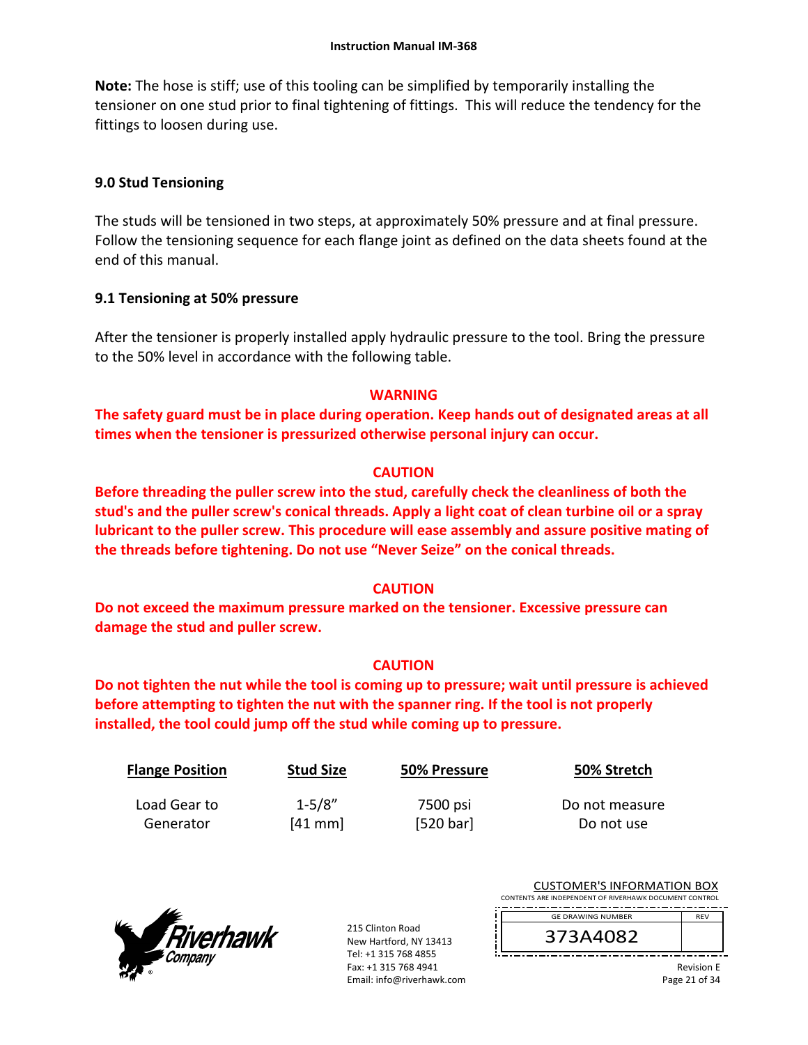**Note:** The hose is stiff; use of this tooling can be simplified by temporarily installing the tensioner on one stud prior to final tightening of fittings. This will reduce the tendency for the fittings to loosen during use.

## 9.0 Stud Tensioning

The studs will be tensioned in two steps, at approximately 50% pressure and at final pressure. Follow the tensioning sequence for each flange joint as defined on the data sheets found at the end of this manual.

### 9.1 Tensioning at 50% pressure

After the tensioner is properly installed apply hydraulic pressure to the tool. Bring the pressure to the 50% level in accordance with the following table.

**WARNING**

**The safety guard must be in place during operation. Keep hands out of designated areas at all times when the tensioner is pressurized otherwise personal injury can occur.**

**CAUTION**

**Before threading the puller screw into the stud, carefully check the cleanliness of both the stud's and the puller screw's conical threads. Apply a light coat of clean turbine oil or a spray lubricant to the puller screw. This procedure will ease assembly and assure positive mating of the threads before tightening. Do not use "Never Seize" on the conical threads.**

**CAUTION**

**Do not exceed the maximum pressure marked on the tensioner. Excessive pressure can damage the stud and puller screw.**

**CAUTION**

**Do not tighten the nut while the tool is coming up to pressure; wait until pressure is achieved before attempting to tighten the nut with the spanner ring. If the tool is not properly installed, the tool could jump off the stud while coming up to pressure.**

| Flange Position | Stud Size | 50% Pressure | 50% Stretch |
|---|---|---|---|
| Load Gear to Generator | 1-5/8" [41 mm] | 7500 psi [520 bar] | Do not measure Do not use |

215 Clinton Road
New Hartford, NY 13413
Tel: +1 315 768 4855
Fax: +1 315 768 4941
Email: info@riverhawk.com

CUSTOMER'S INFORMATION BOX
CONTENTS ARE INDEPENDENT OF RIVERHAWK DOCUMENT CONTROL

| GE DRAWING NUMBER | REV |
|---|---|
| 373A4082 | |

Revision E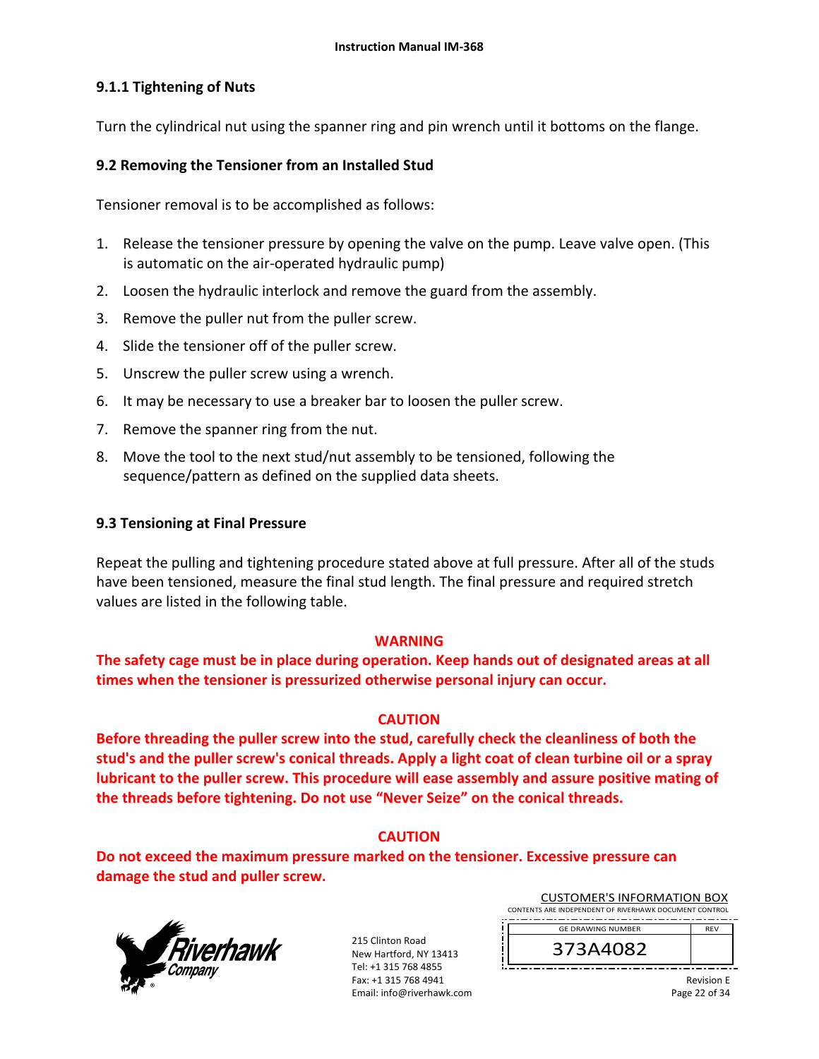### 9.1.1 Tightening of Nuts

Turn the cylindrical nut using the spanner ring and pin wrench until it bottoms on the flange.

### 9.2 Removing the Tensioner from an Installed Stud

Tensioner removal is to be accomplished as follows:

1. Release the tensioner pressure by opening the valve on the pump. Leave valve open. (This is automatic on the air-operated hydraulic pump)
2. Loosen the hydraulic interlock and remove the guard from the assembly.
3. Remove the puller nut from the puller screw.
4. Slide the tensioner off of the puller screw.
5. Unscrew the puller screw using a wrench.
6. It may be necessary to use a breaker bar to loosen the puller screw.
7. Remove the spanner ring from the nut.
8. Move the tool to the next stud/nut assembly to be tensioned, following the sequence/pattern as defined on the supplied data sheets.

### 9.3 Tensioning at Final Pressure

Repeat the pulling and tightening procedure stated above at full pressure. After all of the studs have been tensioned, measure the final stud length. The final pressure and required stretch values are listed in the following table.

**WARNING**

**The safety cage must be in place during operation. Keep hands out of designated areas at all times when the tensioner is pressurized otherwise personal injury can occur.**

**CAUTION**

**Before threading the puller screw into the stud, carefully check the cleanliness of both the stud's and the puller screw's conical threads. Apply a light coat of clean turbine oil or a spray lubricant to the puller screw. This procedure will ease assembly and assure positive mating of the threads before tightening. Do not use "Never Seize" on the conical threads.**

**CAUTION**

**Do not exceed the maximum pressure marked on the tensioner. Excessive pressure can damage the stud and puller screw.**

215 Clinton Road
New Hartford, NY 13413
Tel: +1 315 768 4855
Fax: +1 315 768 4941
Email: info@riverhawk.com

CUSTOMER'S INFORMATION BOX
CONTENTS ARE INDEPENDENT OF RIVERHAWK DOCUMENT CONTROL

| GE DRAWING NUMBER | REV |
|---|---|
| 373A4082 | |

Revision E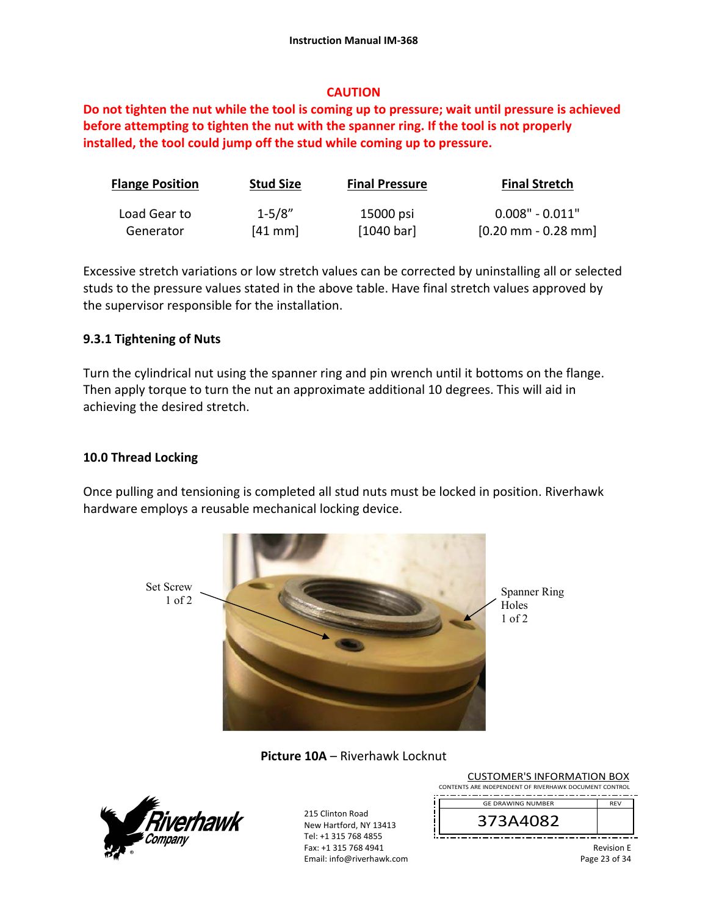**CAUTION**

**Do not tighten the nut while the tool is coming up to pressure; wait until pressure is achieved before attempting to tighten the nut with the spanner ring. If the tool is not properly installed, the tool could jump off the stud while coming up to pressure.**

| Flange Position | Stud Size | Final Pressure | Final Stretch |
|---|---|---|---|
| Load Gear to Generator | 1-5/8" [41 mm] | 15000 psi [1040 bar] | 0.008" - 0.011" [0.20 mm - 0.28 mm] |

Excessive stretch variations or low stretch values can be corrected by uninstalling all or selected studs to the pressure values stated in the above table. Have final stretch values approved by the supervisor responsible for the installation.

### 9.3.1 Tightening of Nuts

Turn the cylindrical nut using the spanner ring and pin wrench until it bottoms on the flange. Then apply torque to turn the nut an approximate additional 10 degrees. This will aid in achieving the desired stretch.

## 10.0 Thread Locking

Once pulling and tensioning is completed all stud nuts must be locked in position. Riverhawk hardware employs a reusable mechanical locking device.

Set Screw 1 of 2

Spanner Ring Holes 1 of 2

**Picture 10A** – Riverhawk Locknut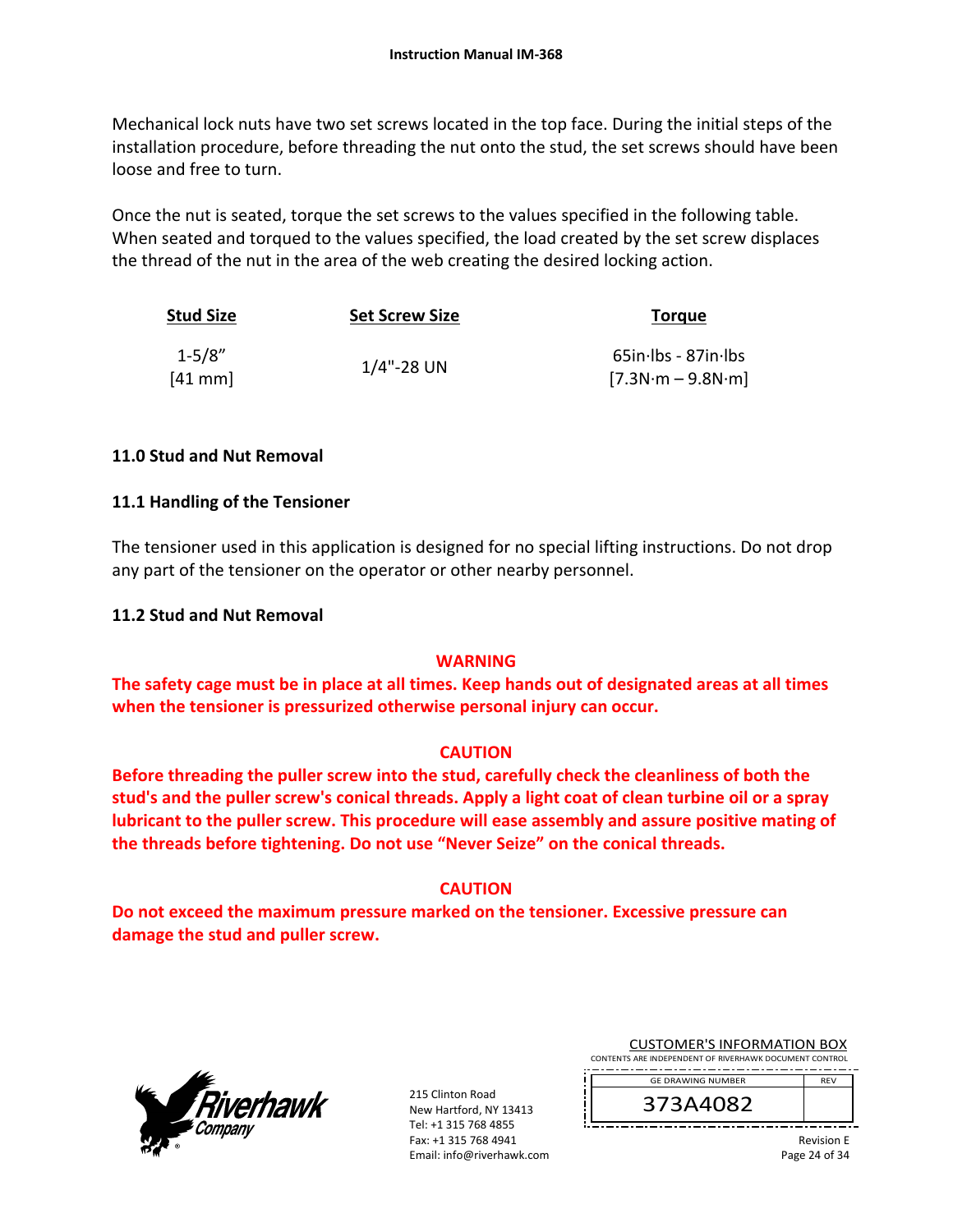Mechanical lock nuts have two set screws located in the top face. During the initial steps of the installation procedure, before threading the nut onto the stud, the set screws should have been loose and free to turn.

Once the nut is seated, torque the set screws to the values specified in the following table. When seated and torqued to the values specified, the load created by the set screw displaces the thread of the nut in the area of the web creating the desired locking action.

| Stud Size | Set Screw Size | Torque |
|---|---|---|
| 1-5/8" [41 mm] | 1/4"-28 UN | 65in·lbs - 87in·lbs [7.3N·m – 9.8N·m] |

## 11.0 Stud and Nut Removal

### 11.1 Handling of the Tensioner

The tensioner used in this application is designed for no special lifting instructions. Do not drop any part of the tensioner on the operator or other nearby personnel.

### 11.2 Stud and Nut Removal

**WARNING**

**The safety cage must be in place at all times. Keep hands out of designated areas at all times when the tensioner is pressurized otherwise personal injury can occur.**

**CAUTION**

**Before threading the puller screw into the stud, carefully check the cleanliness of both the stud's and the puller screw's conical threads. Apply a light coat of clean turbine oil or a spray lubricant to the puller screw. This procedure will ease assembly and assure positive mating of the threads before tightening. Do not use "Never Seize" on the conical threads.**

**CAUTION**

**Do not exceed the maximum pressure marked on the tensioner. Excessive pressure can damage the stud and puller screw.**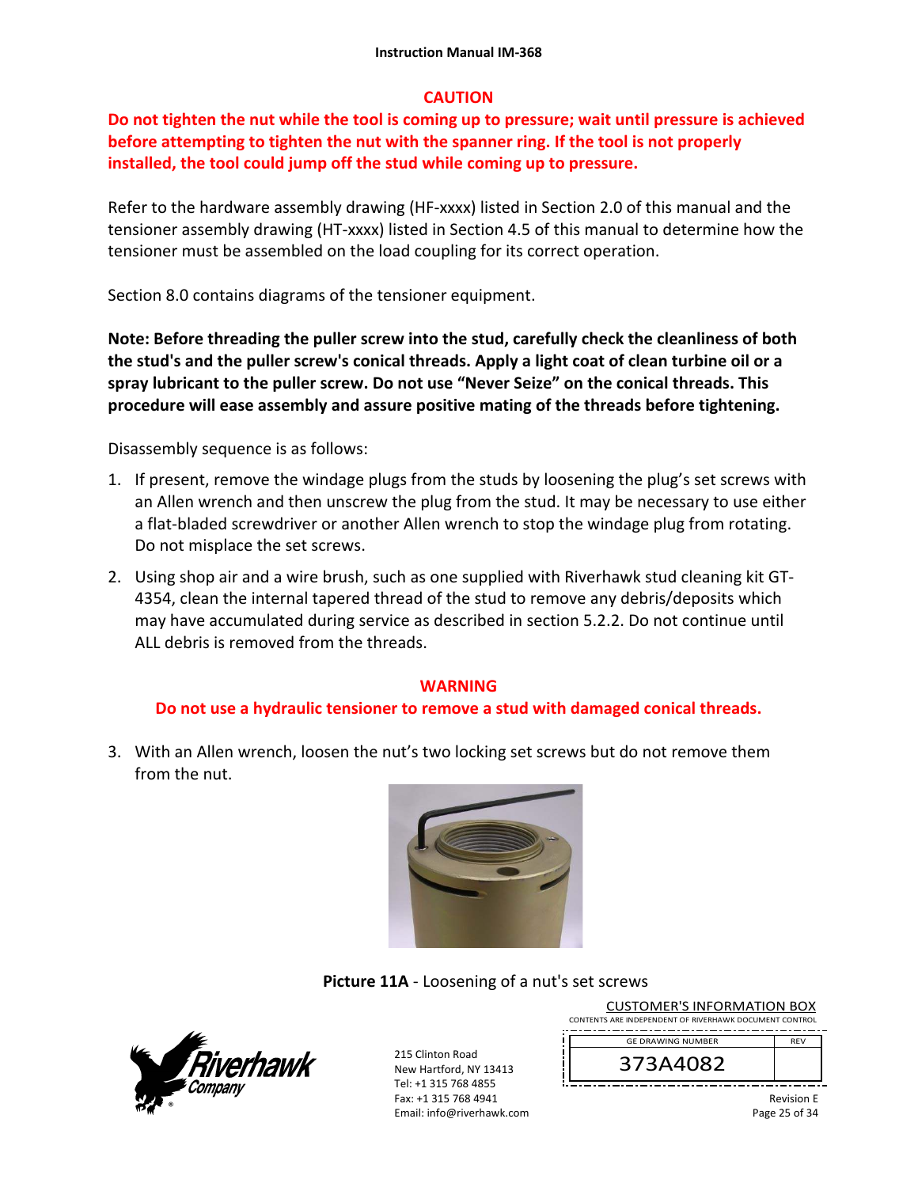**CAUTION**

**Do not tighten the nut while the tool is coming up to pressure; wait until pressure is achieved before attempting to tighten the nut with the spanner ring. If the tool is not properly installed, the tool could jump off the stud while coming up to pressure.**

Refer to the hardware assembly drawing (HF-xxxx) listed in Section 2.0 of this manual and the tensioner assembly drawing (HT-xxxx) listed in Section 4.5 of this manual to determine how the tensioner must be assembled on the load coupling for its correct operation.

Section 8.0 contains diagrams of the tensioner equipment.

**Note: Before threading the puller screw into the stud, carefully check the cleanliness of both the stud's and the puller screw's conical threads. Apply a light coat of clean turbine oil or a spray lubricant to the puller screw. Do not use "Never Seize" on the conical threads. This procedure will ease assembly and assure positive mating of the threads before tightening.**

Disassembly sequence is as follows:

1. If present, remove the windage plugs from the studs by loosening the plug's set screws with an Allen wrench and then unscrew the plug from the stud. It may be necessary to use either a flat-bladed screwdriver or another Allen wrench to stop the windage plug from rotating. Do not misplace the set screws.
2. Using shop air and a wire brush, such as one supplied with Riverhawk stud cleaning kit GT-4354, clean the internal tapered thread of the stud to remove any debris/deposits which may have accumulated during service as described in section 5.2.2. Do not continue until ALL debris is removed from the threads.

**WARNING**

**Do not use a hydraulic tensioner to remove a stud with damaged conical threads.**

3. With an Allen wrench, loosen the nut's two locking set screws but do not remove them from the nut.

**Picture 11A** - Loosening of a nut's set screws

CUSTOMER'S INFORMATION BOX
CONTENTS ARE INDEPENDENT OF RIVERHAWK DOCUMENT CONTROL

| GE DRAWING NUMBER | REV |
|---|---|
| 373A4082 | |

215 Clinton Road
New Hartford, NY 13413
Tel: +1 315 768 4855
Fax: +1 315 768 4941
Email: info@riverhawk.com

Revision E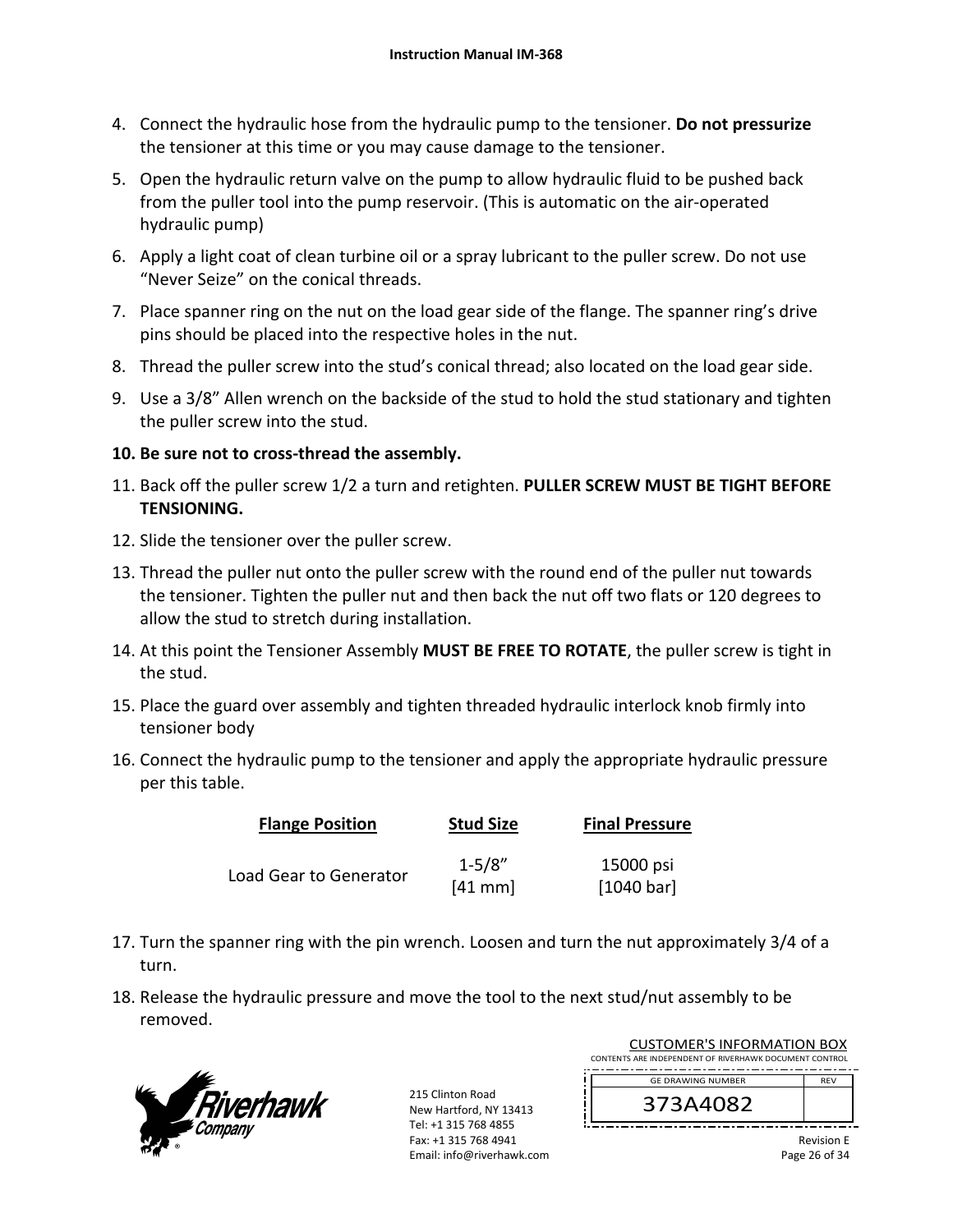4. Connect the hydraulic hose from the hydraulic pump to the tensioner. **Do not pressurize** the tensioner at this time or you may cause damage to the tensioner.
5. Open the hydraulic return valve on the pump to allow hydraulic fluid to be pushed back from the puller tool into the pump reservoir. (This is automatic on the air-operated hydraulic pump)
6. Apply a light coat of clean turbine oil or a spray lubricant to the puller screw. Do not use "Never Seize" on the conical threads.
7. Place spanner ring on the nut on the load gear side of the flange. The spanner ring's drive pins should be placed into the respective holes in the nut.
8. Thread the puller screw into the stud's conical thread; also located on the load gear side.
9. Use a 3/8" Allen wrench on the backside of the stud to hold the stud stationary and tighten the puller screw into the stud.
10. **Be sure not to cross-thread the assembly.**
11. Back off the puller screw 1/2 a turn and retighten. **PULLER SCREW MUST BE TIGHT BEFORE TENSIONING.**
12. Slide the tensioner over the puller screw.
13. Thread the puller nut onto the puller screw with the round end of the puller nut towards the tensioner. Tighten the puller nut and then back the nut off two flats or 120 degrees to allow the stud to stretch during installation.
14. At this point the Tensioner Assembly **MUST BE FREE TO ROTATE**, the puller screw is tight in the stud.
15. Place the guard over assembly and tighten threaded hydraulic interlock knob firmly into tensioner body
16. Connect the hydraulic pump to the tensioner and apply the appropriate hydraulic pressure per this table.

| Flange Position | Stud Size | Final Pressure |
|---|---|---|
| Load Gear to Generator | 1-5/8" [41 mm] | 15000 psi [1040 bar] |

17. Turn the spanner ring with the pin wrench. Loosen and turn the nut approximately 3/4 of a turn.
18. Release the hydraulic pressure and move the tool to the next stud/nut assembly to be removed.

215 Clinton Road
New Hartford, NY 13413
Tel: +1 315 768 4855
Fax: +1 315 768 4941
Email: info@riverhawk.com

CUSTOMER'S INFORMATION BOX
CONTENTS ARE INDEPENDENT OF RIVERHAWK DOCUMENT CONTROL

| GE DRAWING NUMBER | REV |
|---|---|
| 373A4082 | |

Revision E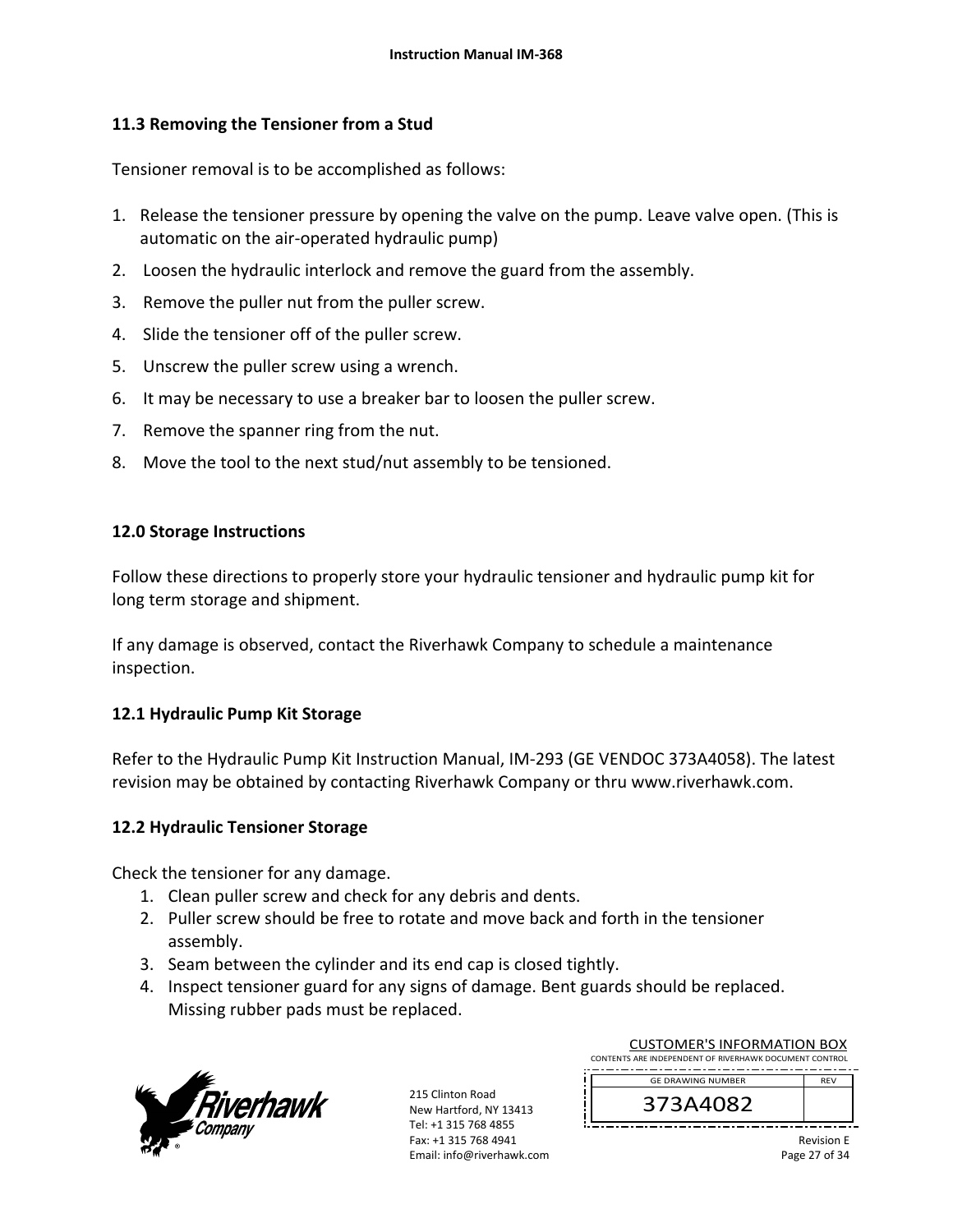## 11.3 Removing the Tensioner from a Stud

Tensioner removal is to be accomplished as follows:

1. Release the tensioner pressure by opening the valve on the pump. Leave valve open. (This is automatic on the air-operated hydraulic pump)
2. Loosen the hydraulic interlock and remove the guard from the assembly.
3. Remove the puller nut from the puller screw.
4. Slide the tensioner off of the puller screw.
5. Unscrew the puller screw using a wrench.
6. It may be necessary to use a breaker bar to loosen the puller screw.
7. Remove the spanner ring from the nut.
8. Move the tool to the next stud/nut assembly to be tensioned.

## 12.0 Storage Instructions

Follow these directions to properly store your hydraulic tensioner and hydraulic pump kit for long term storage and shipment.

If any damage is observed, contact the Riverhawk Company to schedule a maintenance inspection.

### 12.1 Hydraulic Pump Kit Storage

Refer to the Hydraulic Pump Kit Instruction Manual, IM-293 (GE VENDOC 373A4058). The latest revision may be obtained by contacting Riverhawk Company or thru www.riverhawk.com.

### 12.2 Hydraulic Tensioner Storage

Check the tensioner for any damage.

1. Clean puller screw and check for any debris and dents.
2. Puller screw should be free to rotate and move back and forth in the tensioner assembly.
3. Seam between the cylinder and its end cap is closed tightly.
4. Inspect tensioner guard for any signs of damage. Bent guards should be replaced. Missing rubber pads must be replaced.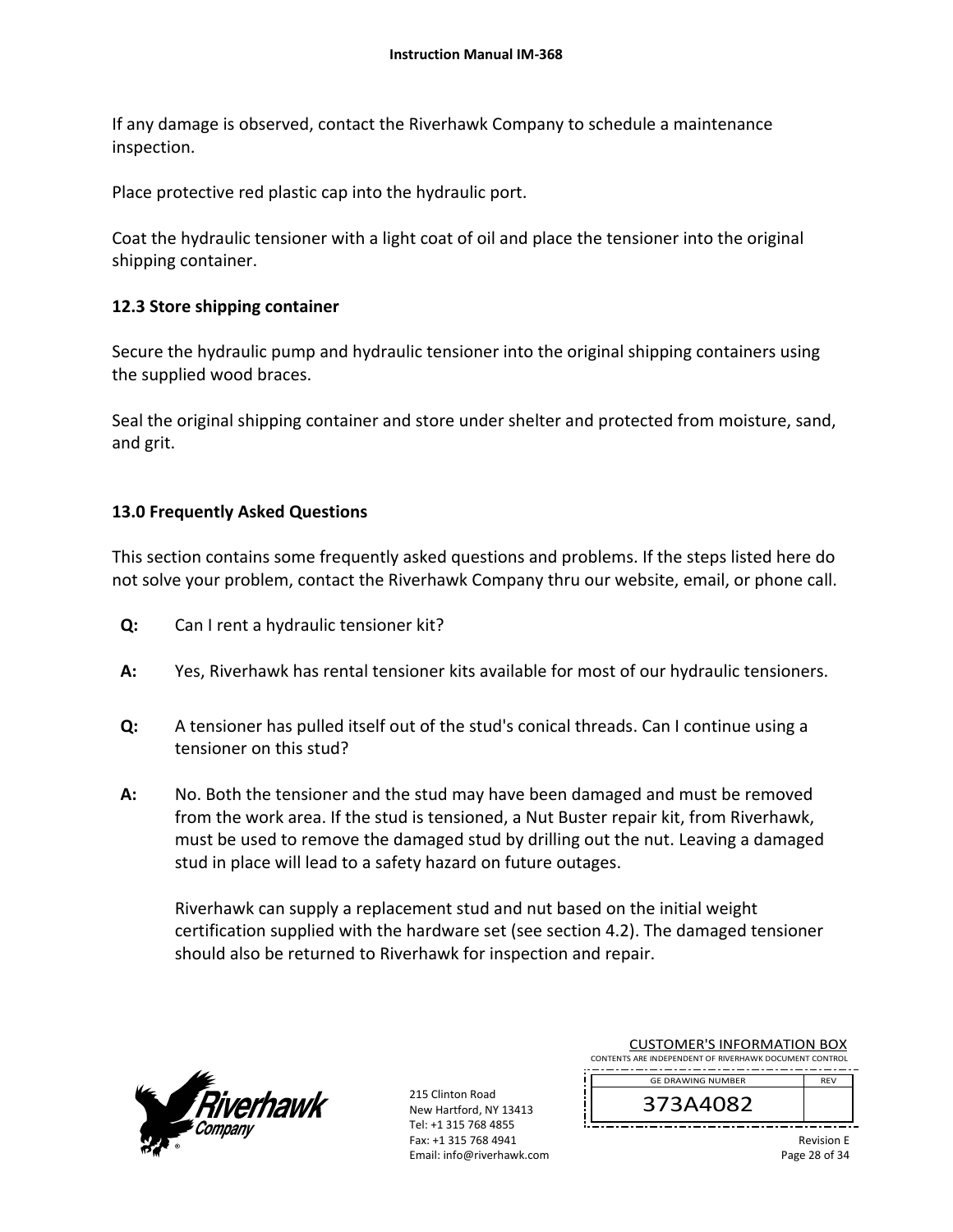If any damage is observed, contact the Riverhawk Company to schedule a maintenance inspection.

Place protective red plastic cap into the hydraulic port.

Coat the hydraulic tensioner with a light coat of oil and place the tensioner into the original shipping container.

### 12.3 Store shipping container

Secure the hydraulic pump and hydraulic tensioner into the original shipping containers using the supplied wood braces.

Seal the original shipping container and store under shelter and protected from moisture, sand, and grit.

## 13.0 Frequently Asked Questions

This section contains some frequently asked questions and problems. If the steps listed here do not solve your problem, contact the Riverhawk Company thru our website, email, or phone call.

**Q:** Can I rent a hydraulic tensioner kit?

**A:** Yes, Riverhawk has rental tensioner kits available for most of our hydraulic tensioners.

**Q:** A tensioner has pulled itself out of the stud's conical threads. Can I continue using a tensioner on this stud?

**A:** No. Both the tensioner and the stud may have been damaged and must be removed from the work area. If the stud is tensioned, a Nut Buster repair kit, from Riverhawk, must be used to remove the damaged stud by drilling out the nut. Leaving a damaged stud in place will lead to a safety hazard on future outages.

Riverhawk can supply a replacement stud and nut based on the initial weight certification supplied with the hardware set (see section 4.2). The damaged tensioner should also be returned to Riverhawk for inspection and repair.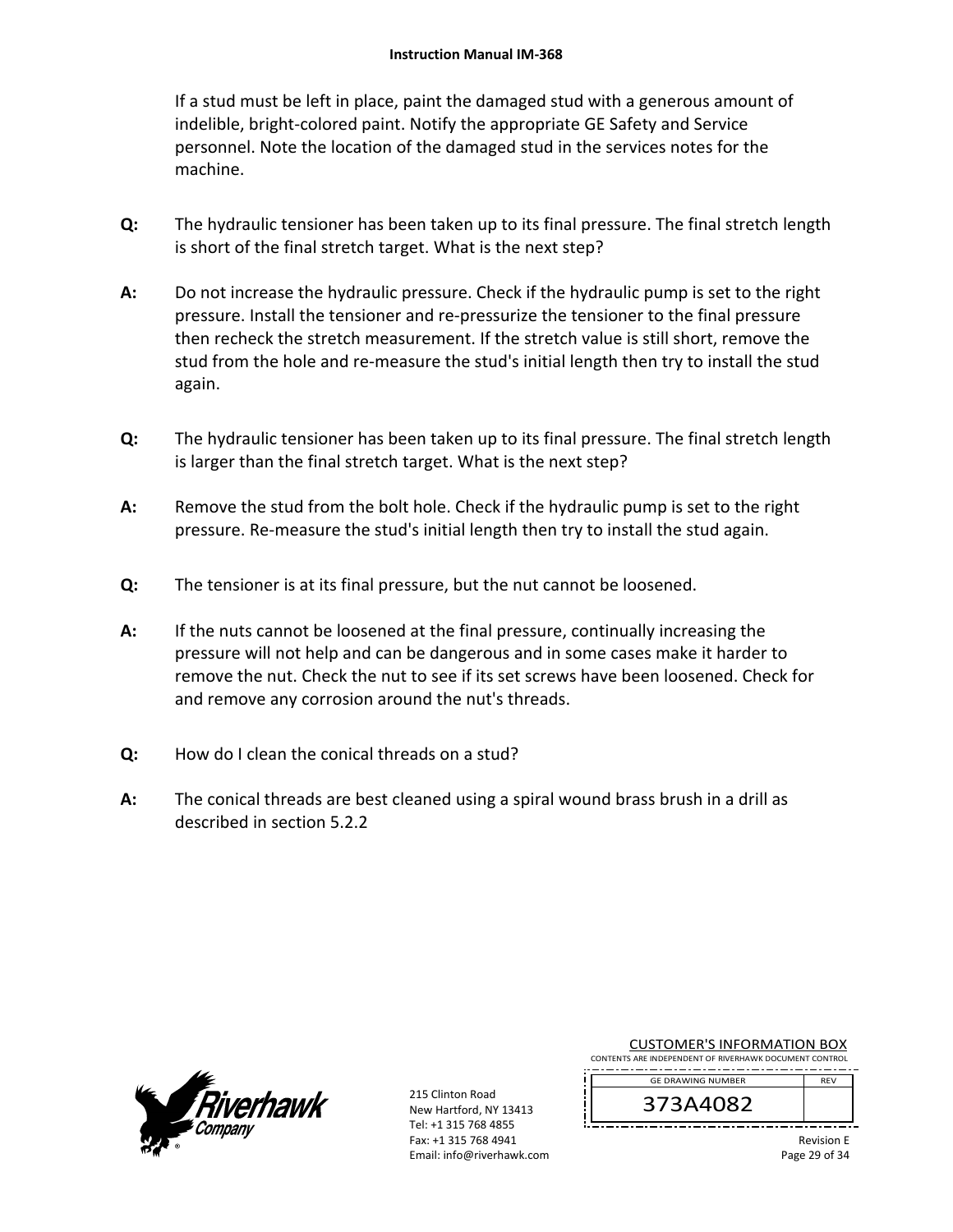If a stud must be left in place, paint the damaged stud with a generous amount of indelible, bright-colored paint. Notify the appropriate GE Safety and Service personnel. Note the location of the damaged stud in the services notes for the machine.

**Q:** The hydraulic tensioner has been taken up to its final pressure. The final stretch length is short of the final stretch target. What is the next step?

**A:** Do not increase the hydraulic pressure. Check if the hydraulic pump is set to the right pressure. Install the tensioner and re-pressurize the tensioner to the final pressure then recheck the stretch measurement. If the stretch value is still short, remove the stud from the hole and re-measure the stud's initial length then try to install the stud again.

**Q:** The hydraulic tensioner has been taken up to its final pressure. The final stretch length is larger than the final stretch target. What is the next step?

**A:** Remove the stud from the bolt hole. Check if the hydraulic pump is set to the right pressure. Re-measure the stud's initial length then try to install the stud again.

**Q:** The tensioner is at its final pressure, but the nut cannot be loosened.

**A:** If the nuts cannot be loosened at the final pressure, continually increasing the pressure will not help and can be dangerous and in some cases make it harder to remove the nut. Check the nut to see if its set screws have been loosened. Check for and remove any corrosion around the nut's threads.

**Q:** How do I clean the conical threads on a stud?

**A:** The conical threads are best cleaned using a spiral wound brass brush in a drill as described in section 5.2.2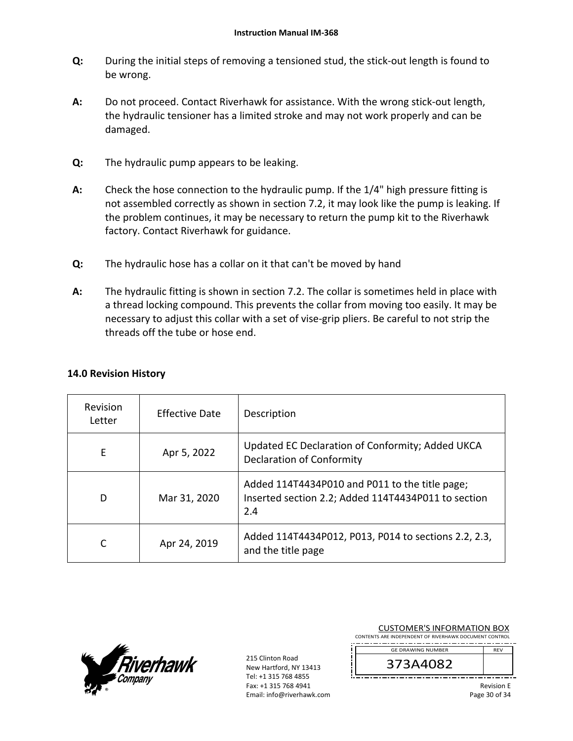**Q:** During the initial steps of removing a tensioned stud, the stick-out length is found to be wrong.

**A:** Do not proceed. Contact Riverhawk for assistance. With the wrong stick-out length, the hydraulic tensioner has a limited stroke and may not work properly and can be damaged.

**Q:** The hydraulic pump appears to be leaking.

**A:** Check the hose connection to the hydraulic pump. If the 1/4" high pressure fitting is not assembled correctly as shown in section 7.2, it may look like the pump is leaking. If the problem continues, it may be necessary to return the pump kit to the Riverhawk factory. Contact Riverhawk for guidance.

**Q:** The hydraulic hose has a collar on it that can't be moved by hand

**A:** The hydraulic fitting is shown in section 7.2. The collar is sometimes held in place with a thread locking compound. This prevents the collar from moving too easily. It may be necessary to adjust this collar with a set of vise-grip pliers. Be careful to not strip the threads off the tube or hose end.

## 14.0 Revision History

| Revision Letter | Effective Date | Description |
|---|---|---|
| E | Apr 5, 2022 | Updated EC Declaration of Conformity; Added UKCA Declaration of Conformity |
| D | Mar 31, 2020 | Added 114T4434P010 and P011 to the title page; Inserted section 2.2; Added 114T4434P011 to section 2.4 |
| C | Apr 24, 2019 | Added 114T4434P012, P013, P014 to sections 2.2, 2.3, and the title page |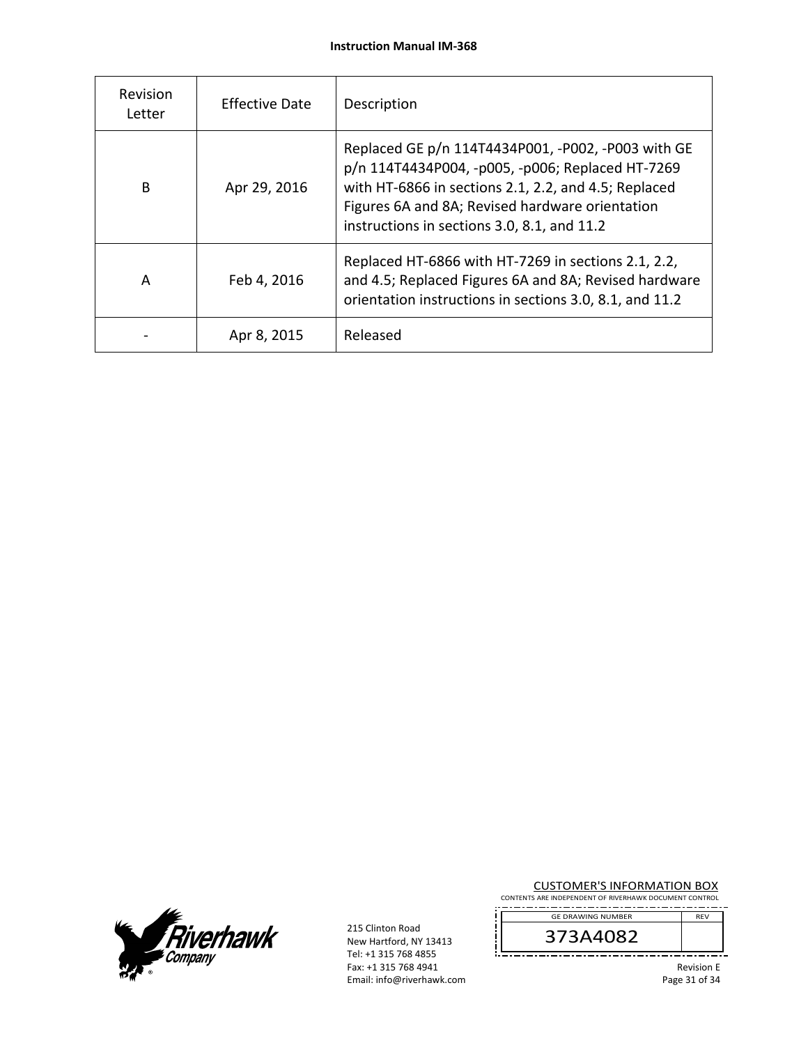| Revision Letter | Effective Date | Description |
|---|---|---|
| B | Apr 29, 2016 | Replaced GE p/n 114T4434P001, -P002, -P003 with GE p/n 114T4434P004, -p005, -p006; Replaced HT-7269 with HT-6866 in sections 2.1, 2.2, and 4.5; Replaced Figures 6A and 8A; Revised hardware orientation instructions in sections 3.0, 8.1, and 11.2 |
| A | Feb 4, 2016 | Replaced HT-6866 with HT-7269 in sections 2.1, 2.2, and 4.5; Replaced Figures 6A and 8A; Revised hardware orientation instructions in sections 3.0, 8.1, and 11.2 |
| - | Apr 8, 2015 | Released |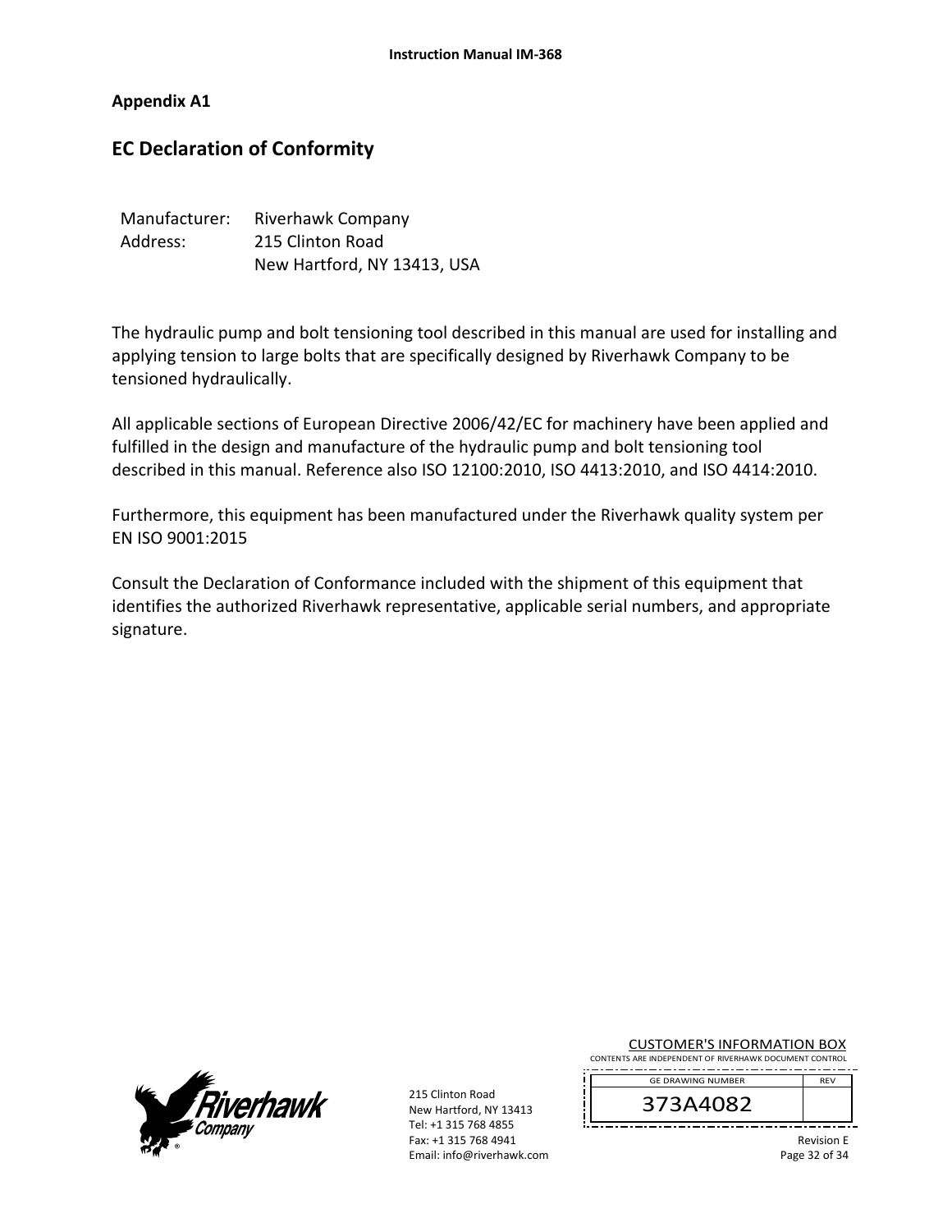**Appendix A1**

## EC Declaration of Conformity

Manufacturer: Riverhawk Company
Address: 215 Clinton Road
New Hartford, NY 13413, USA

The hydraulic pump and bolt tensioning tool described in this manual are used for installing and applying tension to large bolts that are specifically designed by Riverhawk Company to be tensioned hydraulically.

All applicable sections of European Directive 2006/42/EC for machinery have been applied and fulfilled in the design and manufacture of the hydraulic pump and bolt tensioning tool described in this manual. Reference also ISO 12100:2010, ISO 4413:2010, and ISO 4414:2010.

Furthermore, this equipment has been manufactured under the Riverhawk quality system per EN ISO 9001:2015

Consult the Declaration of Conformance included with the shipment of this equipment that identifies the authorized Riverhawk representative, applicable serial numbers, and appropriate signature.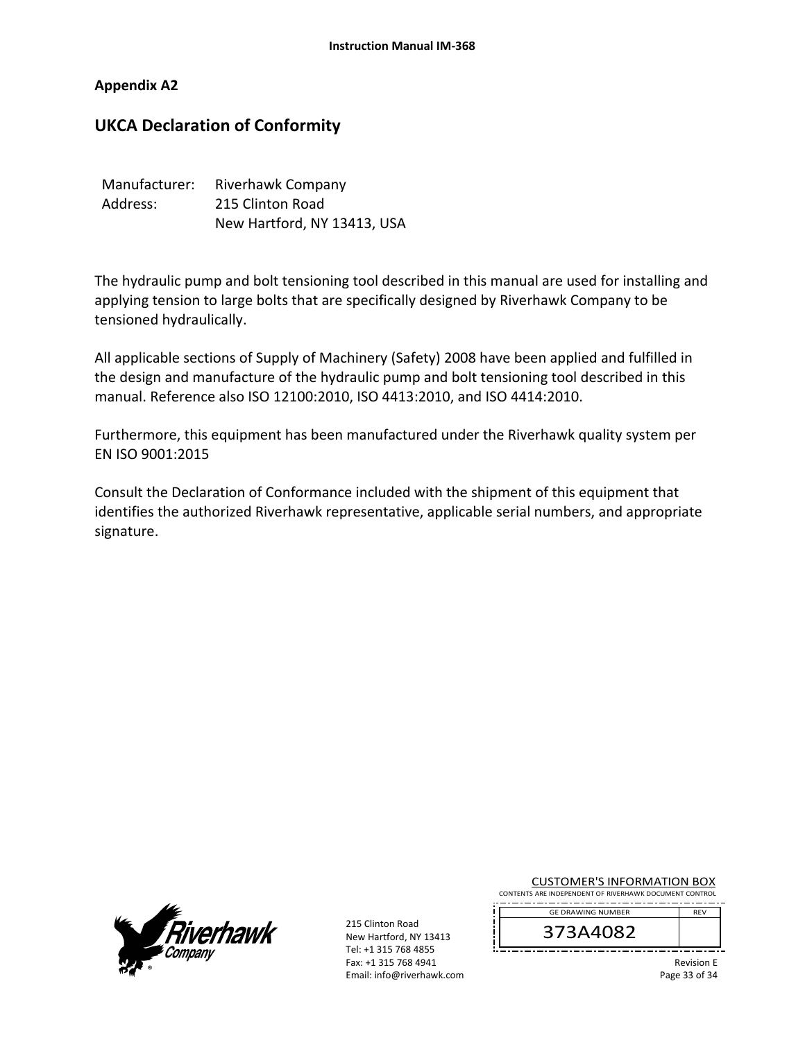## Appendix A2

# UKCA Declaration of Conformity

| | |
|---|---|
| Manufacturer: | Riverhawk Company |
| Address: | 215 Clinton Road |
| | New Hartford, NY 13413, USA |

The hydraulic pump and bolt tensioning tool described in this manual are used for installing and applying tension to large bolts that are specifically designed by Riverhawk Company to be tensioned hydraulically.

All applicable sections of Supply of Machinery (Safety) 2008 have been applied and fulfilled in the design and manufacture of the hydraulic pump and bolt tensioning tool described in this manual. Reference also ISO 12100:2010, ISO 4413:2010, and ISO 4414:2010.

Furthermore, this equipment has been manufactured under the Riverhawk quality system per EN ISO 9001:2015

Consult the Declaration of Conformance included with the shipment of this equipment that identifies the authorized Riverhawk representative, applicable serial numbers, and appropriate signature.

215 Clinton Road
New Hartford, NY 13413
Tel: +1 315 768 4855
Fax: +1 315 768 4941
Email: info@riverhawk.com

CUSTOMER'S INFORMATION BOX
CONTENTS ARE INDEPENDENT OF RIVERHAWK DOCUMENT CONTROL

| GE DRAWING NUMBER | REV |
|---|---|
| 373A4082 | |

Revision E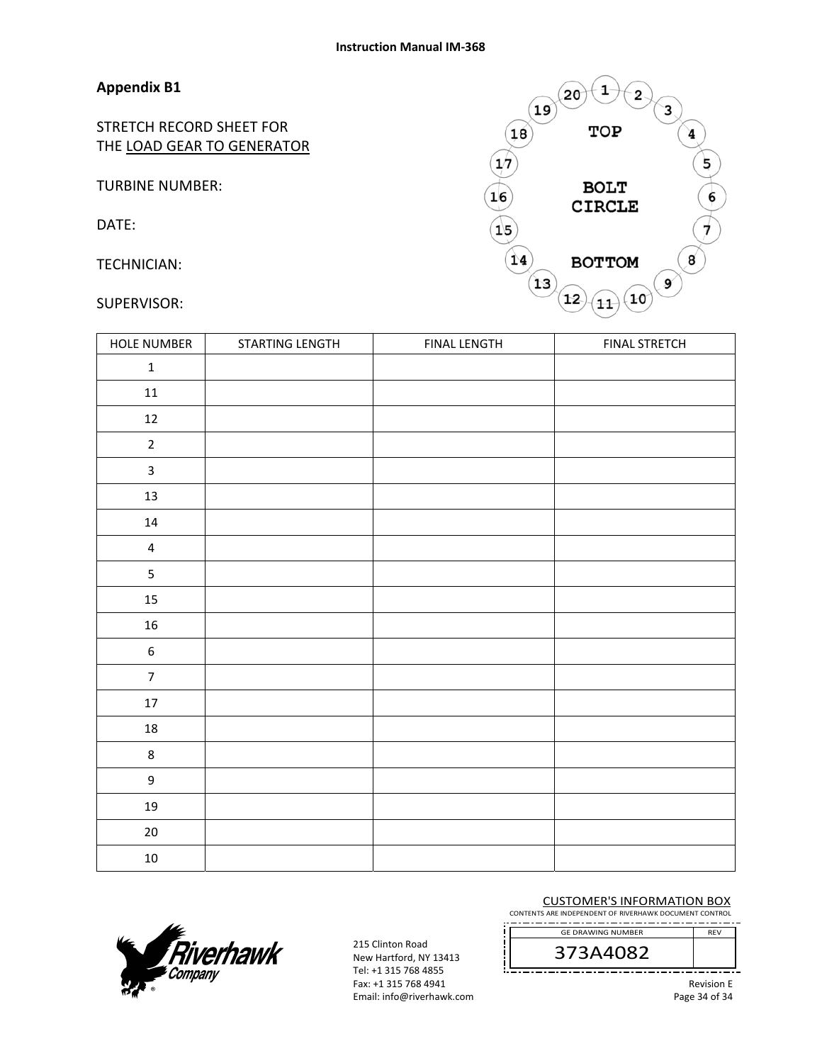## Appendix B1

STRETCH RECORD SHEET FOR
THE LOAD GEAR TO GENERATOR

TURBINE NUMBER:

DATE:

TECHNICIAN:

SUPERVISOR:

20 1 2
19 3
18 TOP 4
17 5
16 BOLT CIRCLE 6
15 7
14 BOTTOM 8
13 9
12 11 10

| HOLE NUMBER | STARTING LENGTH | FINAL LENGTH | FINAL STRETCH |
|---|---|---|---|
| 1 | | | |
| 11 | | | |
| 12 | | | |
| 2 | | | |
| 3 | | | |
| 13 | | | |
| 14 | | | |
| 4 | | | |
| 5 | | | |
| 15 | | | |
| 16 | | | |
| 6 | | | |
| 7 | | | |
| 17 | | | |
| 18 | | | |
| 8 | | | |
| 9 | | | |
| 19 | | | |
| 20 | | | |
| 10 | | | |

Riverhawk Company

215 Clinton Road
New Hartford, NY 13413
Tel: +1 315 768 4855
Fax: +1 315 768 4941
Email: info@riverhawk.com

CUSTOMER'S INFORMATION BOX
CONTENTS ARE INDEPENDENT OF RIVERHAWK DOCUMENT CONTROL

| GE DRAWING NUMBER | REV |
|---|---|
| 373A4082 | |

Revision E